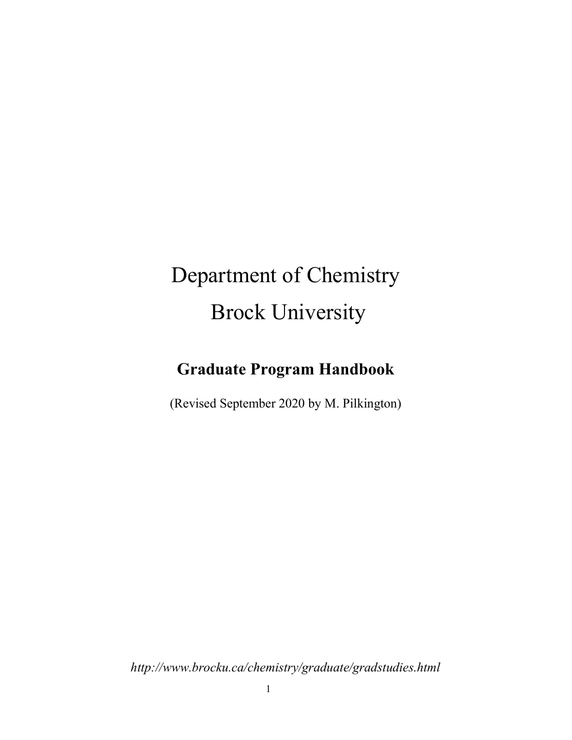# Department of Chemistry

# Brock University

## Graduate Program Handbook

(Revised September 2020 by M. Pilkington)

*http://www.brocku.ca/chemistry/graduate/gradstudies.html*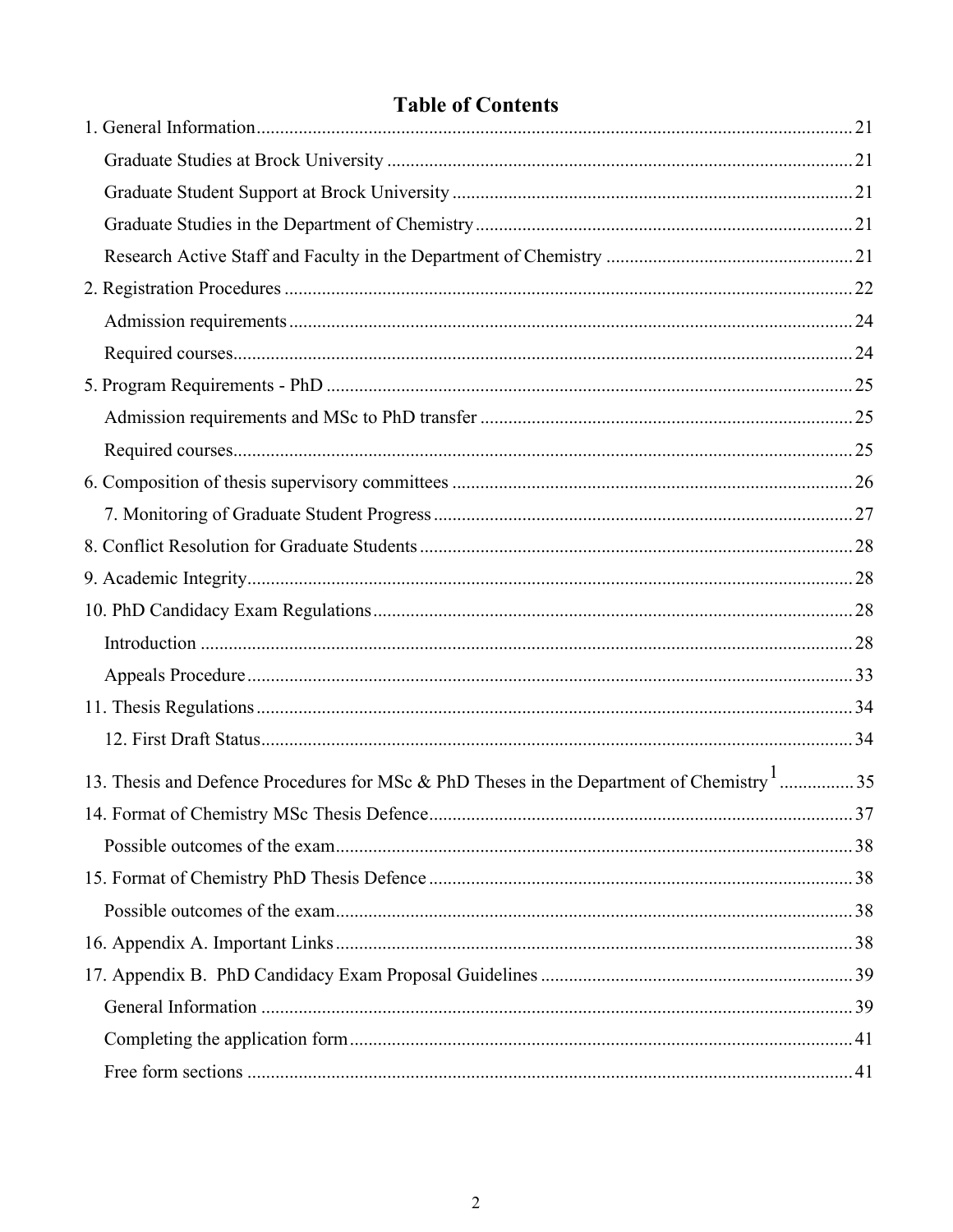# Table of Contents

1. General Information ........................................................................................................................ 21
    - Graduate Studies at Brock University ..................................................................................... 21
    - Graduate Student Support at Brock University ....................................................................... 21
    - Graduate Studies in the Department of Chemistry .................................................................. 21
    - Research Active Staff and Faculty in the Department of Chemistry ........................................ 21

2. Registration Procedures ................................................................................................................ 22
    - Admission requirements ........................................................................................................... 24
    - Required courses ...................................................................................................................... 24

5. Program Requirements - PhD ....................................................................................................... 25
    - Admission requirements and MSc to PhD transfer .................................................................. 25
    - Required courses ...................................................................................................................... 25

6. Composition of thesis supervisory committees ............................................................................ 26
    - 7. Monitoring of Graduate Student Progress ........................................................................... 27

8. Conflict Resolution for Graduate Students ................................................................................... 28

9. Academic Integrity ........................................................................................................................ 28

10. PhD Candidacy Exam Regulations .............................................................................................. 28
    - Introduction .............................................................................................................................. 28
    - Appeals Procedure .................................................................................................................... 33

11. Thesis Regulations ...................................................................................................................... 34
    - 12. First Draft Status .................................................................................................................. 34

13. Thesis and Defence Procedures for MSc & PhD Theses in the Department of Chemistry[1] ............... 35

14. Format of Chemistry MSc Thesis Defence .................................................................................. 37
    - Possible outcomes of the exam ................................................................................................. 38

15. Format of Chemistry PhD Thesis Defence ................................................................................... 38
    - Possible outcomes of the exam ................................................................................................. 38

16. Appendix A. Important Links ...................................................................................................... 38

17. Appendix B. PhD Candidacy Exam Proposal Guidelines ............................................................. 39
    - General Information ................................................................................................................. 39
    - Completing the application form .............................................................................................. 41
    - Free form sections .................................................................................................................... 41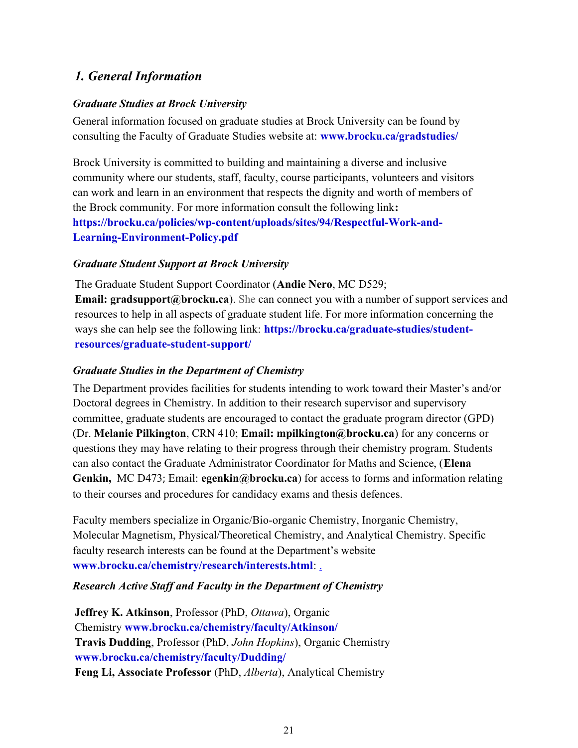## *1. General Information*

### *Graduate Studies at Brock University*

General information focused on graduate studies at Brock University can be found by consulting the Faculty of Graduate Studies website at: **www.brocku.ca/gradstudies/**

Brock University is committed to building and maintaining a diverse and inclusive community where our students, staff, faculty, course participants, volunteers and visitors can work and learn in an environment that respects the dignity and worth of members of the Brock community. For more information consult the following link**:** **https://brocku.ca/policies/wp-content/uploads/sites/94/Respectful-Work-and-Learning-Environment-Policy.pdf**

### *Graduate Student Support at Brock University*

The Graduate Student Support Coordinator (**Andie Nero**, MC D529; **Email: gradsupport@brocku.ca**). She can connect you with a number of support services and resources to help in all aspects of graduate student life. For more information concerning the ways she can help see the following link: **https://brocku.ca/graduate-studies/student-resources/graduate-student-support/**

### *Graduate Studies in the Department of Chemistry*

The Department provides facilities for students intending to work toward their Master's and/or Doctoral degrees in Chemistry. In addition to their research supervisor and supervisory committee, graduate students are encouraged to contact the graduate program director (GPD) (Dr. **Melanie Pilkington**, CRN 410; **Email: mpilkington@brocku.ca**) for any concerns or questions they may have relating to their progress through their chemistry program. Students can also contact the Graduate Administrator Coordinator for Maths and Science, (**Elena Genkin,** MC D473; Email: **egenkin@brocku.ca**) for access to forms and information relating to their courses and procedures for candidacy exams and thesis defences.

Faculty members specialize in Organic/Bio-organic Chemistry, Inorganic Chemistry, Molecular Magnetism, Physical/Theoretical Chemistry, and Analytical Chemistry. Specific faculty research interests can be found at the Department's website **www.brocku.ca/chemistry/research/interests.html**: .

### *Research Active Staff and Faculty in the Department of Chemistry*

**Jeffrey K. Atkinson**, Professor (PhD, *Ottawa*), Organic Chemistry **www.brocku.ca/chemistry/faculty/Atkinson/**
**Travis Dudding**, Professor (PhD, *John Hopkins*), Organic Chemistry **www.brocku.ca/chemistry/faculty/Dudding/**
**Feng Li, Associate Professor** (PhD, *Alberta*), Analytical Chemistry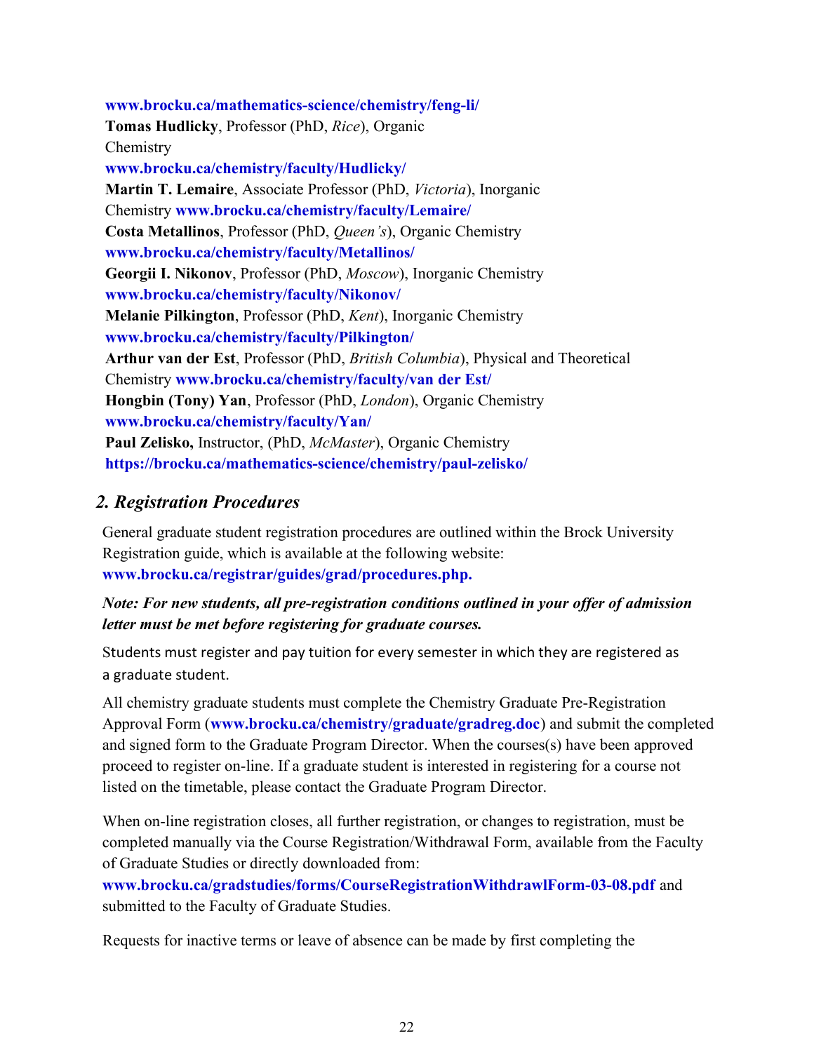**www.brocku.ca/mathematics-science/chemistry/feng-li/**
**Tomas Hudlicky**, Professor (PhD, *Rice*), Organic Chemistry
**www.brocku.ca/chemistry/faculty/Hudlicky/**
**Martin T. Lemaire**, Associate Professor (PhD, *Victoria*), Inorganic Chemistry **www.brocku.ca/chemistry/faculty/Lemaire/**
**Costa Metallinos**, Professor (PhD, *Queen's*), Organic Chemistry
**www.brocku.ca/chemistry/faculty/Metallinos/**
**Georgii I. Nikonov**, Professor (PhD, *Moscow*), Inorganic Chemistry
**www.brocku.ca/chemistry/faculty/Nikonov/**
**Melanie Pilkington**, Professor (PhD, *Kent*), Inorganic Chemistry
**www.brocku.ca/chemistry/faculty/Pilkington/**
**Arthur van der Est**, Professor (PhD, *British Columbia*), Physical and Theoretical Chemistry **www.brocku.ca/chemistry/faculty/van der Est/**
**Hongbin (Tony) Yan**, Professor (PhD, *London*), Organic Chemistry
**www.brocku.ca/chemistry/faculty/Yan/**
**Paul Zelisko,** Instructor, (PhD, *McMaster*), Organic Chemistry
**https://brocku.ca/mathematics-science/chemistry/paul-zelisko/**

## *2. Registration Procedures*

General graduate student registration procedures are outlined within the Brock University Registration guide, which is available at the following website: **www.brocku.ca/registrar/guides/grad/procedures.php.**

***Note: For new students, all pre-registration conditions outlined in your offer of admission letter must be met before registering for graduate courses.***

Students must register and pay tuition for every semester in which they are registered as a graduate student.

All chemistry graduate students must complete the Chemistry Graduate Pre-Registration Approval Form (**www.brocku.ca/chemistry/graduate/gradreg.doc**) and submit the completed and signed form to the Graduate Program Director. When the courses(s) have been approved proceed to register on-line. If a graduate student is interested in registering for a course not listed on the timetable, please contact the Graduate Program Director.

When on-line registration closes, all further registration, or changes to registration, must be completed manually via the Course Registration/Withdrawal Form, available from the Faculty of Graduate Studies or directly downloaded from: **www.brocku.ca/gradstudies/forms/CourseRegistrationWithdrawlForm-03-08.pdf** and submitted to the Faculty of Graduate Studies.

Requests for inactive terms or leave of absence can be made by first completing the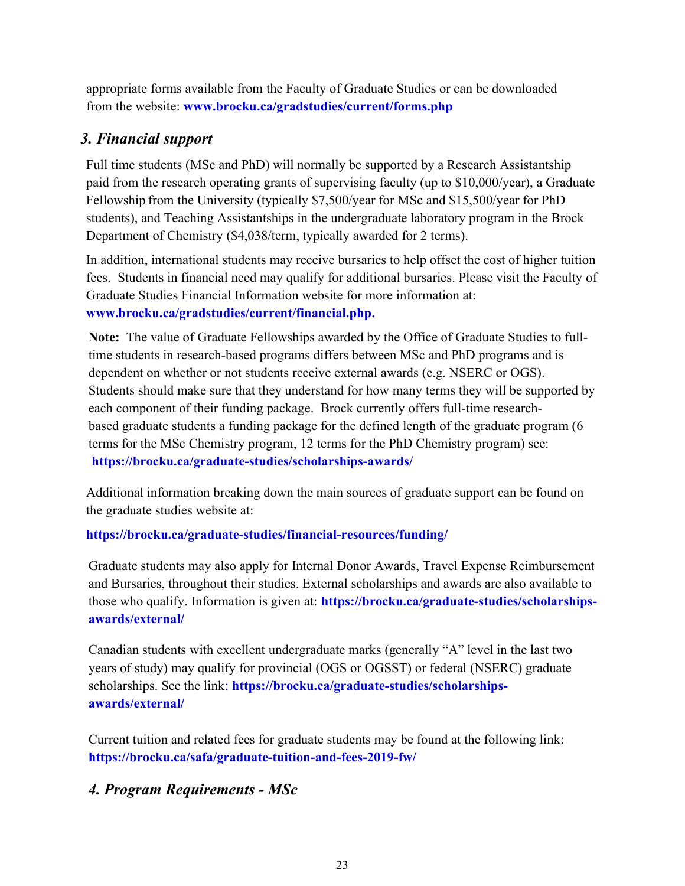appropriate forms available from the Faculty of Graduate Studies or can be downloaded from the website: **www.brocku.ca/gradstudies/current/forms.php**

## *3. Financial support*

Full time students (MSc and PhD) will normally be supported by a Research Assistantship paid from the research operating grants of supervising faculty (up to $10,000/year), a Graduate Fellowship from the University (typically $7,500/year for MSc and $15,500/year for PhD students), and Teaching Assistantships in the undergraduate laboratory program in the Brock Department of Chemistry ($4,038/term, typically awarded for 2 terms).

In addition, international students may receive bursaries to help offset the cost of higher tuition fees. Students in financial need may qualify for additional bursaries. Please visit the Faculty of Graduate Studies Financial Information website for more information at: **www.brocku.ca/gradstudies/current/financial.php.**

**Note:** The value of Graduate Fellowships awarded by the Office of Graduate Studies to full-time students in research-based programs differs between MSc and PhD programs and is dependent on whether or not students receive external awards (e.g. NSERC or OGS). Students should make sure that they understand for how many terms they will be supported by each component of their funding package. Brock currently offers full-time research-based graduate students a funding package for the defined length of the graduate program (6 terms for the MSc Chemistry program, 12 terms for the PhD Chemistry program) see: **https://brocku.ca/graduate-studies/scholarships-awards/**

Additional information breaking down the main sources of graduate support can be found on the graduate studies website at:

**https://brocku.ca/graduate-studies/financial-resources/funding/**

Graduate students may also apply for Internal Donor Awards, Travel Expense Reimbursement and Bursaries, throughout their studies. External scholarships and awards are also available to those who qualify. Information is given at: **https://brocku.ca/graduate-studies/scholarships-awards/external/**

Canadian students with excellent undergraduate marks (generally "A" level in the last two years of study) may qualify for provincial (OGS or OGSST) or federal (NSERC) graduate scholarships. See the link: **https://brocku.ca/graduate-studies/scholarships-awards/external/**

Current tuition and related fees for graduate students may be found at the following link: **https://brocku.ca/safa/graduate-tuition-and-fees-2019-fw/**

## *4. Program Requirements - MSc*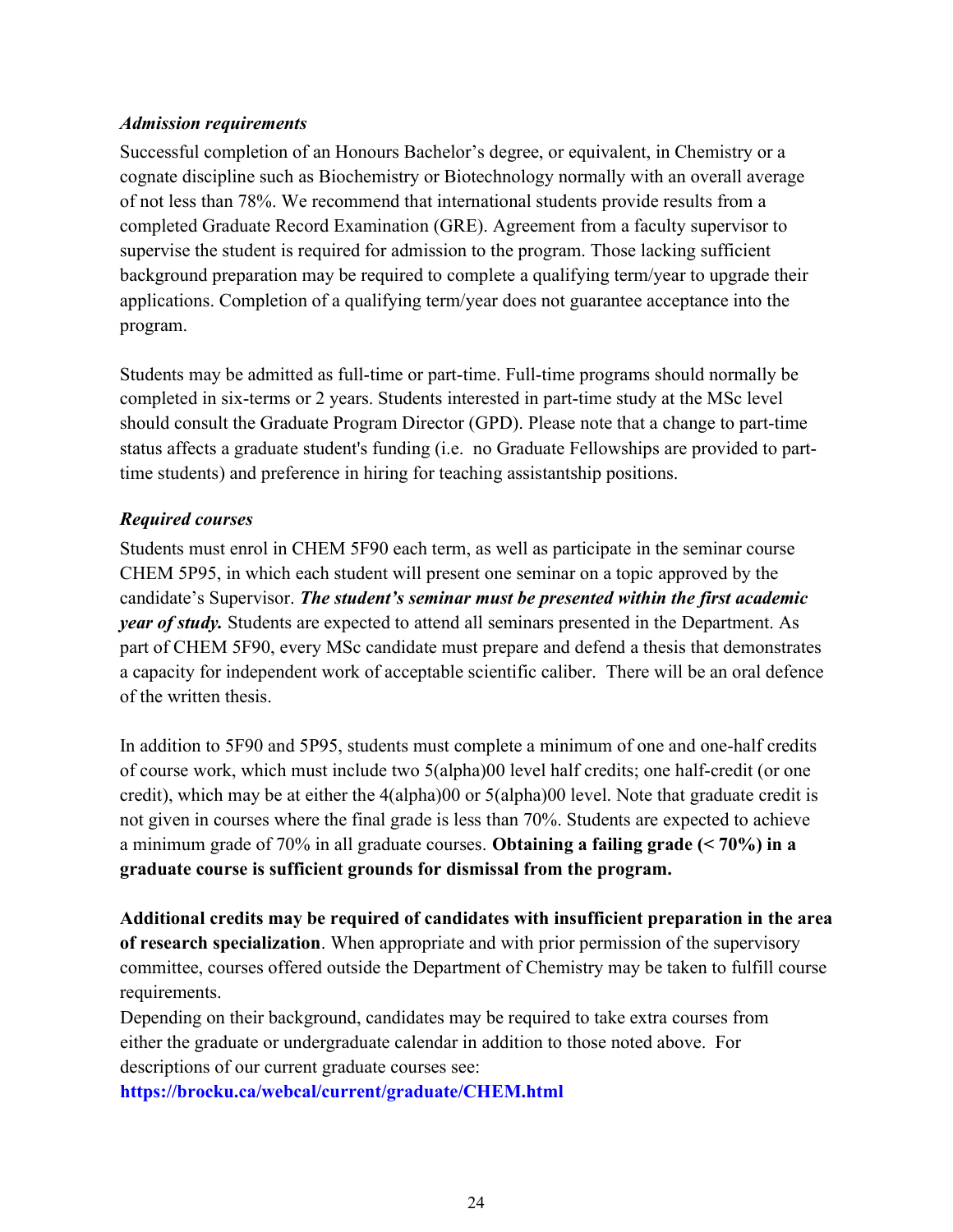### *Admission requirements*

Successful completion of an Honours Bachelor's degree, or equivalent, in Chemistry or a cognate discipline such as Biochemistry or Biotechnology normally with an overall average of not less than 78%. We recommend that international students provide results from a completed Graduate Record Examination (GRE). Agreement from a faculty supervisor to supervise the student is required for admission to the program. Those lacking sufficient background preparation may be required to complete a qualifying term/year to upgrade their applications. Completion of a qualifying term/year does not guarantee acceptance into the program.

Students may be admitted as full-time or part-time. Full-time programs should normally be completed in six-terms or 2 years. Students interested in part-time study at the MSc level should consult the Graduate Program Director (GPD). Please note that a change to part-time status affects a graduate student's funding (i.e. no Graduate Fellowships are provided to part-time students) and preference in hiring for teaching assistantship positions.

### *Required courses*

Students must enrol in CHEM 5F90 each term, as well as participate in the seminar course CHEM 5P95, in which each student will present one seminar on a topic approved by the candidate's Supervisor. ***The student's seminar must be presented within the first academic year of study.*** Students are expected to attend all seminars presented in the Department. As part of CHEM 5F90, every MSc candidate must prepare and defend a thesis that demonstrates a capacity for independent work of acceptable scientific caliber. There will be an oral defence of the written thesis.

In addition to 5F90 and 5P95, students must complete a minimum of one and one-half credits of course work, which must include two 5(alpha)00 level half credits; one half-credit (or one credit), which may be at either the 4(alpha)00 or 5(alpha)00 level. Note that graduate credit is not given in courses where the final grade is less than 70%. Students are expected to achieve a minimum grade of 70% in all graduate courses. **Obtaining a failing grade (< 70%) in a graduate course is sufficient grounds for dismissal from the program.**

**Additional credits may be required of candidates with insufficient preparation in the area of research specialization**. When appropriate and with prior permission of the supervisory committee, courses offered outside the Department of Chemistry may be taken to fulfill course requirements.
Depending on their background, candidates may be required to take extra courses from either the graduate or undergraduate calendar in addition to those noted above. For descriptions of our current graduate courses see:
**https://brocku.ca/webcal/current/graduate/CHEM.html**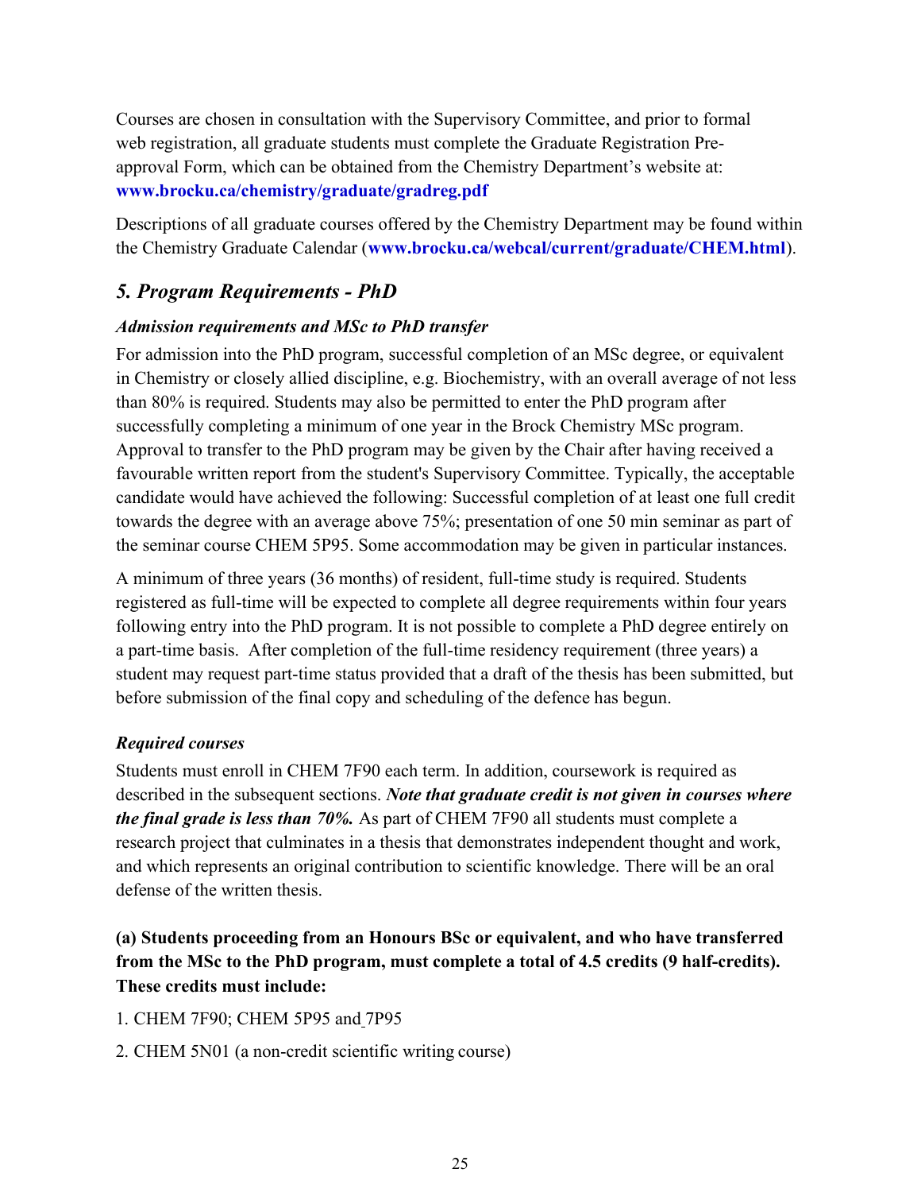Courses are chosen in consultation with the Supervisory Committee, and prior to formal web registration, all graduate students must complete the Graduate Registration Pre-approval Form, which can be obtained from the Chemistry Department's website at: **www.brocku.ca/chemistry/graduate/gradreg.pdf**

Descriptions of all graduate courses offered by the Chemistry Department may be found within the Chemistry Graduate Calendar (**www.brocku.ca/webcal/current/graduate/CHEM.html**).

## *5. Program Requirements - PhD*

### *Admission requirements and MSc to PhD transfer*

For admission into the PhD program, successful completion of an MSc degree, or equivalent in Chemistry or closely allied discipline, e.g. Biochemistry, with an overall average of not less than 80% is required. Students may also be permitted to enter the PhD program after successfully completing a minimum of one year in the Brock Chemistry MSc program. Approval to transfer to the PhD program may be given by the Chair after having received a favourable written report from the student's Supervisory Committee. Typically, the acceptable candidate would have achieved the following: Successful completion of at least one full credit towards the degree with an average above 75%; presentation of one 50 min seminar as part of the seminar course CHEM 5P95. Some accommodation may be given in particular instances.

A minimum of three years (36 months) of resident, full-time study is required. Students registered as full-time will be expected to complete all degree requirements within four years following entry into the PhD program. It is not possible to complete a PhD degree entirely on a part-time basis. After completion of the full-time residency requirement (three years) a student may request part-time status provided that a draft of the thesis has been submitted, but before submission of the final copy and scheduling of the defence has begun.

### *Required courses*

Students must enroll in CHEM 7F90 each term. In addition, coursework is required as described in the subsequent sections. ***Note that graduate credit is not given in courses where the final grade is less than 70%.*** As part of CHEM 7F90 all students must complete a research project that culminates in a thesis that demonstrates independent thought and work, and which represents an original contribution to scientific knowledge. There will be an oral defense of the written thesis.

**(a) Students proceeding from an Honours BSc or equivalent, and who have transferred from the MSc to the PhD program, must complete a total of 4.5 credits (9 half-credits). These credits must include:**

1. CHEM 7F90; CHEM 5P95 and 7P95
2. CHEM 5N01 (a non-credit scientific writing course)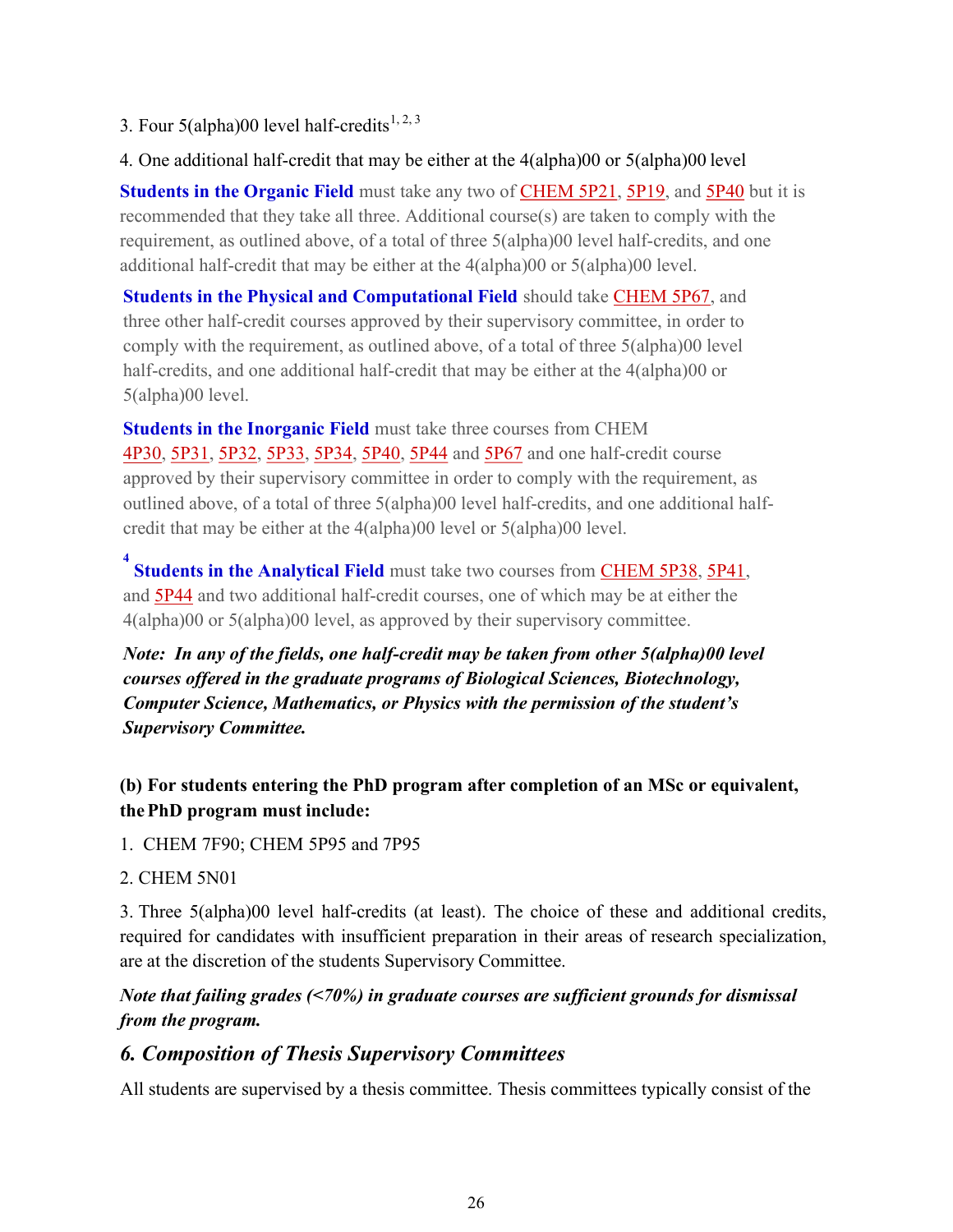3. Four 5(alpha)00 level half-credits[1, 2, 3]

4. One additional half-credit that may be either at the 4(alpha)00 or 5(alpha)00 level

**Students in the Organic Field** must take any two of CHEM 5P21, 5P19, and 5P40 but it is recommended that they take all three. Additional course(s) are taken to comply with the requirement, as outlined above, of a total of three 5(alpha)00 level half-credits, and one additional half-credit that may be either at the 4(alpha)00 or 5(alpha)00 level.

**Students in the Physical and Computational Field** should take CHEM 5P67, and three other half-credit courses approved by their supervisory committee, in order to comply with the requirement, as outlined above, of a total of three 5(alpha)00 level half-credits, and one additional half-credit that may be either at the 4(alpha)00 or 5(alpha)00 level.

**Students in the Inorganic Field** must take three courses from CHEM 4P30, 5P31, 5P32, 5P33, 5P34, 5P40, 5P44 and 5P67 and one half-credit course approved by their supervisory committee in order to comply with the requirement, as outlined above, of a total of three 5(alpha)00 level half-credits, and one additional half-credit that may be either at the 4(alpha)00 level or 5(alpha)00 level.

[4] **Students in the Analytical Field** must take two courses from CHEM 5P38, 5P41, and 5P44 and two additional half-credit courses, one of which may be at either the 4(alpha)00 or 5(alpha)00 level, as approved by their supervisory committee.

***Note: In any of the fields, one half-credit may be taken from other 5(alpha)00 level courses offered in the graduate programs of Biological Sciences, Biotechnology, Computer Science, Mathematics, or Physics with the permission of the student's Supervisory Committee.***

**(b) For students entering the PhD program after completion of an MSc or equivalent, the PhD program must include:**

1. CHEM 7F90; CHEM 5P95 and 7P95

2. CHEM 5N01

3. Three 5(alpha)00 level half-credits (at least). The choice of these and additional credits, required for candidates with insufficient preparation in their areas of research specialization, are at the discretion of the students Supervisory Committee.

***Note that failing grades (<70%) in graduate courses are sufficient grounds for dismissal from the program.***

## *6. Composition of Thesis Supervisory Committees*

All students are supervised by a thesis committee. Thesis committees typically consist of the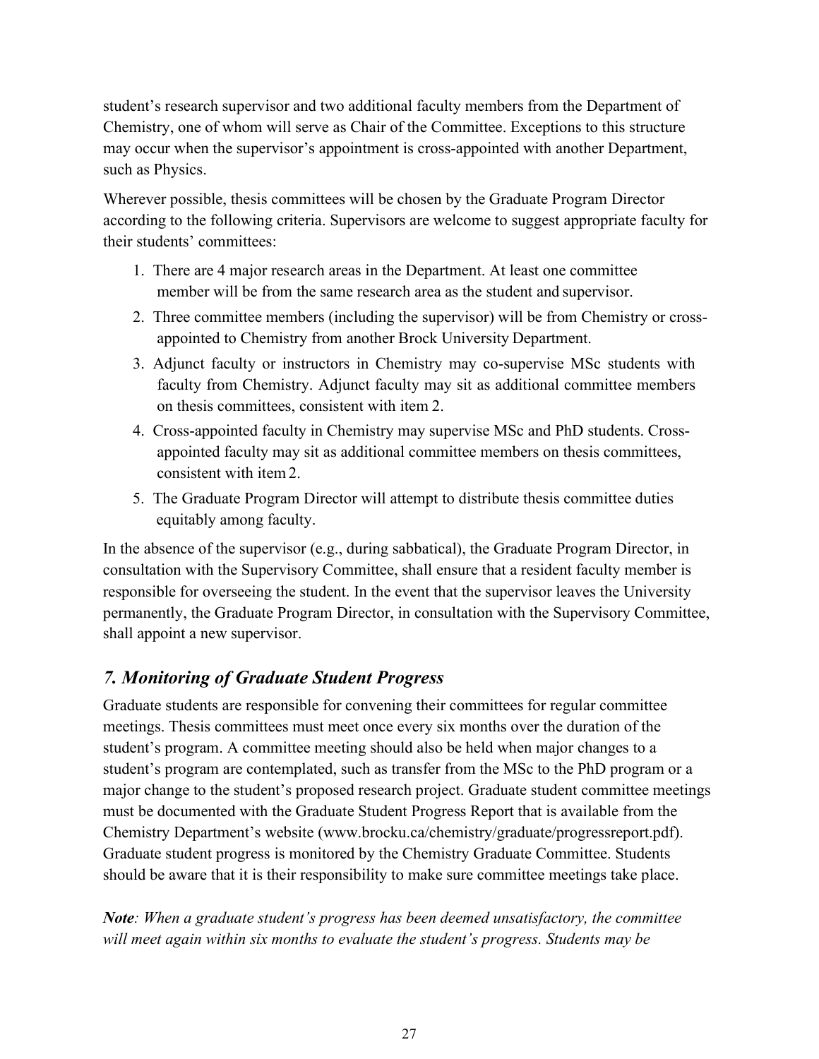student's research supervisor and two additional faculty members from the Department of Chemistry, one of whom will serve as Chair of the Committee. Exceptions to this structure may occur when the supervisor's appointment is cross-appointed with another Department, such as Physics.

Wherever possible, thesis committees will be chosen by the Graduate Program Director according to the following criteria. Supervisors are welcome to suggest appropriate faculty for their students' committees:

1. There are 4 major research areas in the Department. At least one committee member will be from the same research area as the student and supervisor.
2. Three committee members (including the supervisor) will be from Chemistry or cross-appointed to Chemistry from another Brock University Department.
3. Adjunct faculty or instructors in Chemistry may co-supervise MSc students with faculty from Chemistry. Adjunct faculty may sit as additional committee members on thesis committees, consistent with item 2.
4. Cross-appointed faculty in Chemistry may supervise MSc and PhD students. Cross-appointed faculty may sit as additional committee members on thesis committees, consistent with item 2.
5. The Graduate Program Director will attempt to distribute thesis committee duties equitably among faculty.

In the absence of the supervisor (e.g., during sabbatical), the Graduate Program Director, in consultation with the Supervisory Committee, shall ensure that a resident faculty member is responsible for overseeing the student. In the event that the supervisor leaves the University permanently, the Graduate Program Director, in consultation with the Supervisory Committee, shall appoint a new supervisor.

## *7. Monitoring of Graduate Student Progress*

Graduate students are responsible for convening their committees for regular committee meetings. Thesis committees must meet once every six months over the duration of the student's program. A committee meeting should also be held when major changes to a student's program are contemplated, such as transfer from the MSc to the PhD program or a major change to the student's proposed research project. Graduate student committee meetings must be documented with the Graduate Student Progress Report that is available from the Chemistry Department's website (www.brocku.ca/chemistry/graduate/progressreport.pdf). Graduate student progress is monitored by the Chemistry Graduate Committee. Students should be aware that it is their responsibility to make sure committee meetings take place.

***Note****: When a graduate student's progress has been deemed unsatisfactory, the committee will meet again within six months to evaluate the student's progress. Students may be*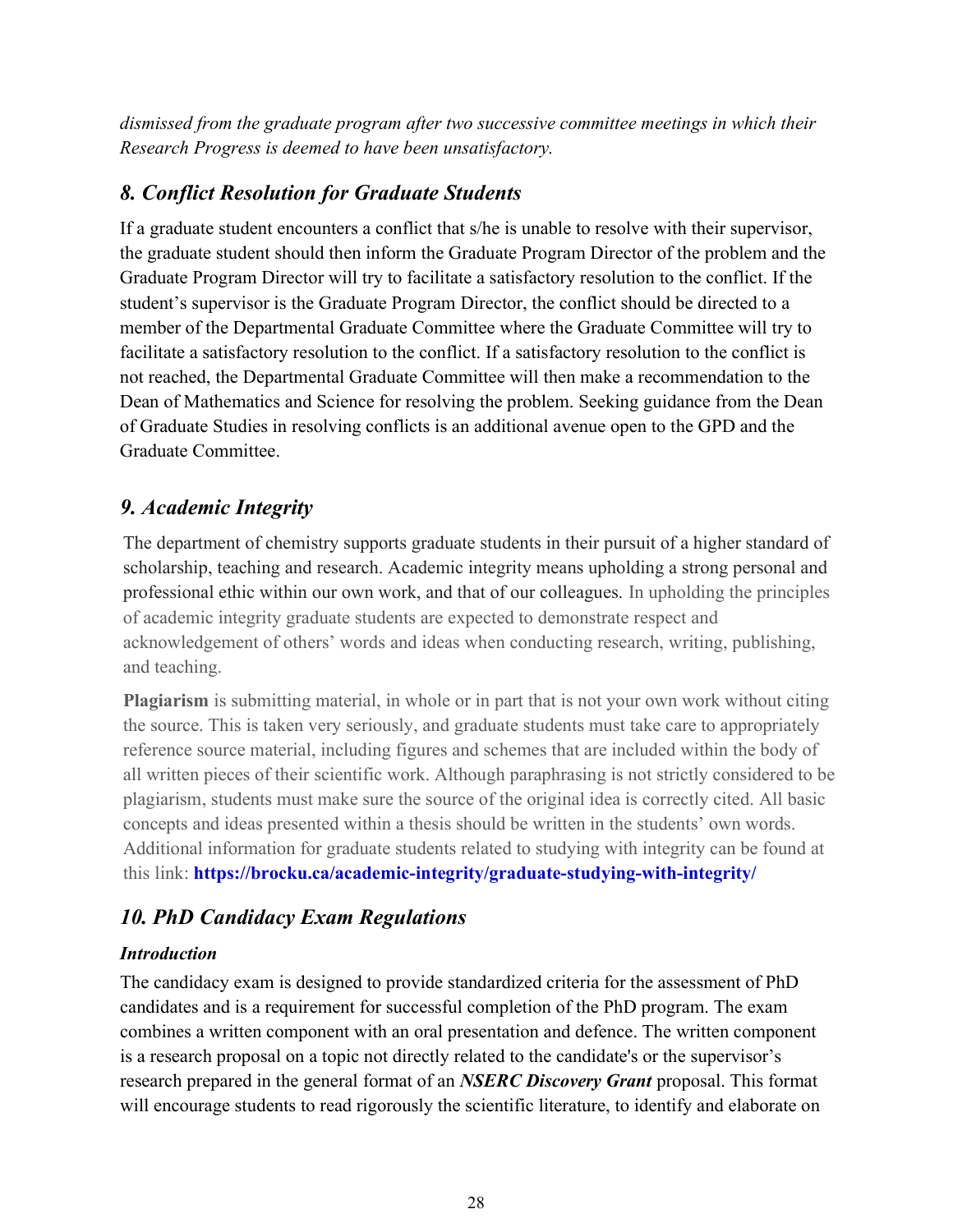*dismissed from the graduate program after two successive committee meetings in which their Research Progress is deemed to have been unsatisfactory.*

## *8. Conflict Resolution for Graduate Students*

If a graduate student encounters a conflict that s/he is unable to resolve with their supervisor, the graduate student should then inform the Graduate Program Director of the problem and the Graduate Program Director will try to facilitate a satisfactory resolution to the conflict. If the student's supervisor is the Graduate Program Director, the conflict should be directed to a member of the Departmental Graduate Committee where the Graduate Committee will try to facilitate a satisfactory resolution to the conflict. If a satisfactory resolution to the conflict is not reached, the Departmental Graduate Committee will then make a recommendation to the Dean of Mathematics and Science for resolving the problem. Seeking guidance from the Dean of Graduate Studies in resolving conflicts is an additional avenue open to the GPD and the Graduate Committee.

## *9. Academic Integrity*

The department of chemistry supports graduate students in their pursuit of a higher standard of scholarship, teaching and research. Academic integrity means upholding a strong personal and professional ethic within our own work, and that of our colleagues. In upholding the principles of academic integrity graduate students are expected to demonstrate respect and acknowledgement of others' words and ideas when conducting research, writing, publishing, and teaching.

**Plagiarism** is submitting material, in whole or in part that is not your own work without citing the source. This is taken very seriously, and graduate students must take care to appropriately reference source material, including figures and schemes that are included within the body of all written pieces of their scientific work. Although paraphrasing is not strictly considered to be plagiarism, students must make sure the source of the original idea is correctly cited. All basic concepts and ideas presented within a thesis should be written in the students' own words. Additional information for graduate students related to studying with integrity can be found at this link: **https://brocku.ca/academic-integrity/graduate-studying-with-integrity/**

## *10. PhD Candidacy Exam Regulations*

### *Introduction*

The candidacy exam is designed to provide standardized criteria for the assessment of PhD candidates and is a requirement for successful completion of the PhD program. The exam combines a written component with an oral presentation and defence. The written component is a research proposal on a topic not directly related to the candidate's or the supervisor's research prepared in the general format of an ***NSERC Discovery Grant*** proposal. This format will encourage students to read rigorously the scientific literature, to identify and elaborate on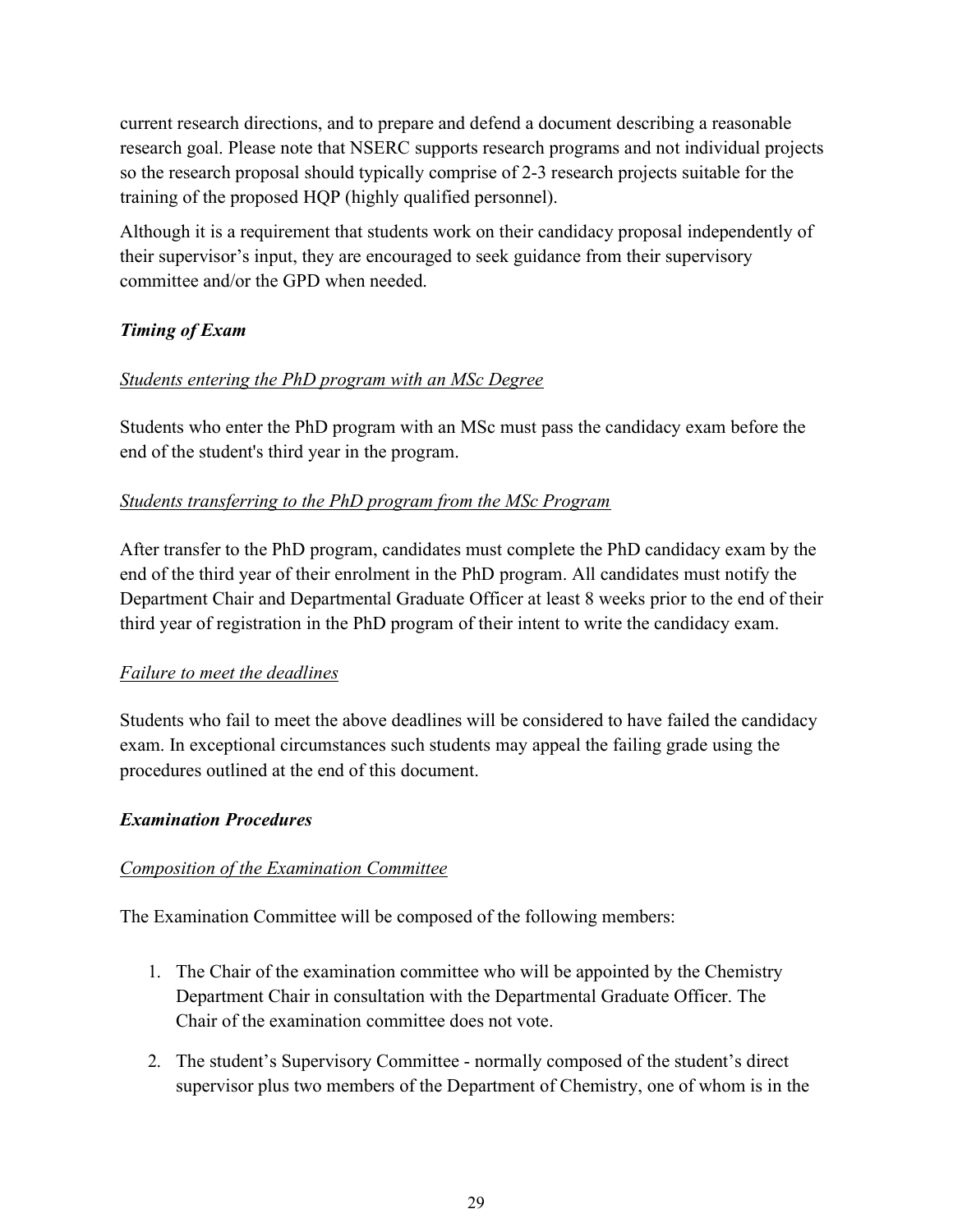current research directions, and to prepare and defend a document describing a reasonable research goal. Please note that NSERC supports research programs and not individual projects so the research proposal should typically comprise of 2-3 research projects suitable for the training of the proposed HQP (highly qualified personnel).

Although it is a requirement that students work on their candidacy proposal independently of their supervisor's input, they are encouraged to seek guidance from their supervisory committee and/or the GPD when needed.

### *Timing of Exam*

*Students entering the PhD program with an MSc Degree*

Students who enter the PhD program with an MSc must pass the candidacy exam before the end of the student's third year in the program.

*Students transferring to the PhD program from the MSc Program*

After transfer to the PhD program, candidates must complete the PhD candidacy exam by the end of the third year of their enrolment in the PhD program. All candidates must notify the Department Chair and Departmental Graduate Officer at least 8 weeks prior to the end of their third year of registration in the PhD program of their intent to write the candidacy exam.

*Failure to meet the deadlines*

Students who fail to meet the above deadlines will be considered to have failed the candidacy exam. In exceptional circumstances such students may appeal the failing grade using the procedures outlined at the end of this document.

### *Examination Procedures*

*Composition of the Examination Committee*

The Examination Committee will be composed of the following members:

1. The Chair of the examination committee who will be appointed by the Chemistry Department Chair in consultation with the Departmental Graduate Officer. The Chair of the examination committee does not vote.
2. The student's Supervisory Committee - normally composed of the student's direct supervisor plus two members of the Department of Chemistry, one of whom is in the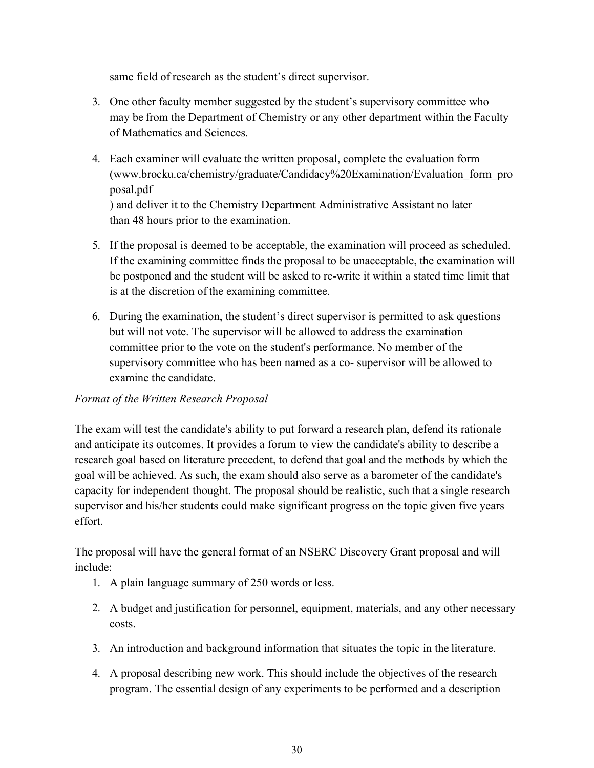same field of research as the student's direct supervisor.

3. One other faculty member suggested by the student's supervisory committee who may be from the Department of Chemistry or any other department within the Faculty of Mathematics and Sciences.

4. Each examiner will evaluate the written proposal, complete the evaluation form (www.brocku.ca/chemistry/graduate/Candidacy%20Examination/Evaluation_form_proposal.pdf
) and deliver it to the Chemistry Department Administrative Assistant no later than 48 hours prior to the examination.

5. If the proposal is deemed to be acceptable, the examination will proceed as scheduled. If the examining committee finds the proposal to be unacceptable, the examination will be postponed and the student will be asked to re-write it within a stated time limit that is at the discretion of the examining committee.

6. During the examination, the student's direct supervisor is permitted to ask questions but will not vote. The supervisor will be allowed to address the examination committee prior to the vote on the student's performance. No member of the supervisory committee who has been named as a co- supervisor will be allowed to examine the candidate.

*Format of the Written Research Proposal*

The exam will test the candidate's ability to put forward a research plan, defend its rationale and anticipate its outcomes. It provides a forum to view the candidate's ability to describe a research goal based on literature precedent, to defend that goal and the methods by which the goal will be achieved. As such, the exam should also serve as a barometer of the candidate's capacity for independent thought. The proposal should be realistic, such that a single research supervisor and his/her students could make significant progress on the topic given five years effort.

The proposal will have the general format of an NSERC Discovery Grant proposal and will include:

1. A plain language summary of 250 words or less.

2. A budget and justification for personnel, equipment, materials, and any other necessary costs.

3. An introduction and background information that situates the topic in the literature.

4. A proposal describing new work. This should include the objectives of the research program. The essential design of any experiments to be performed and a description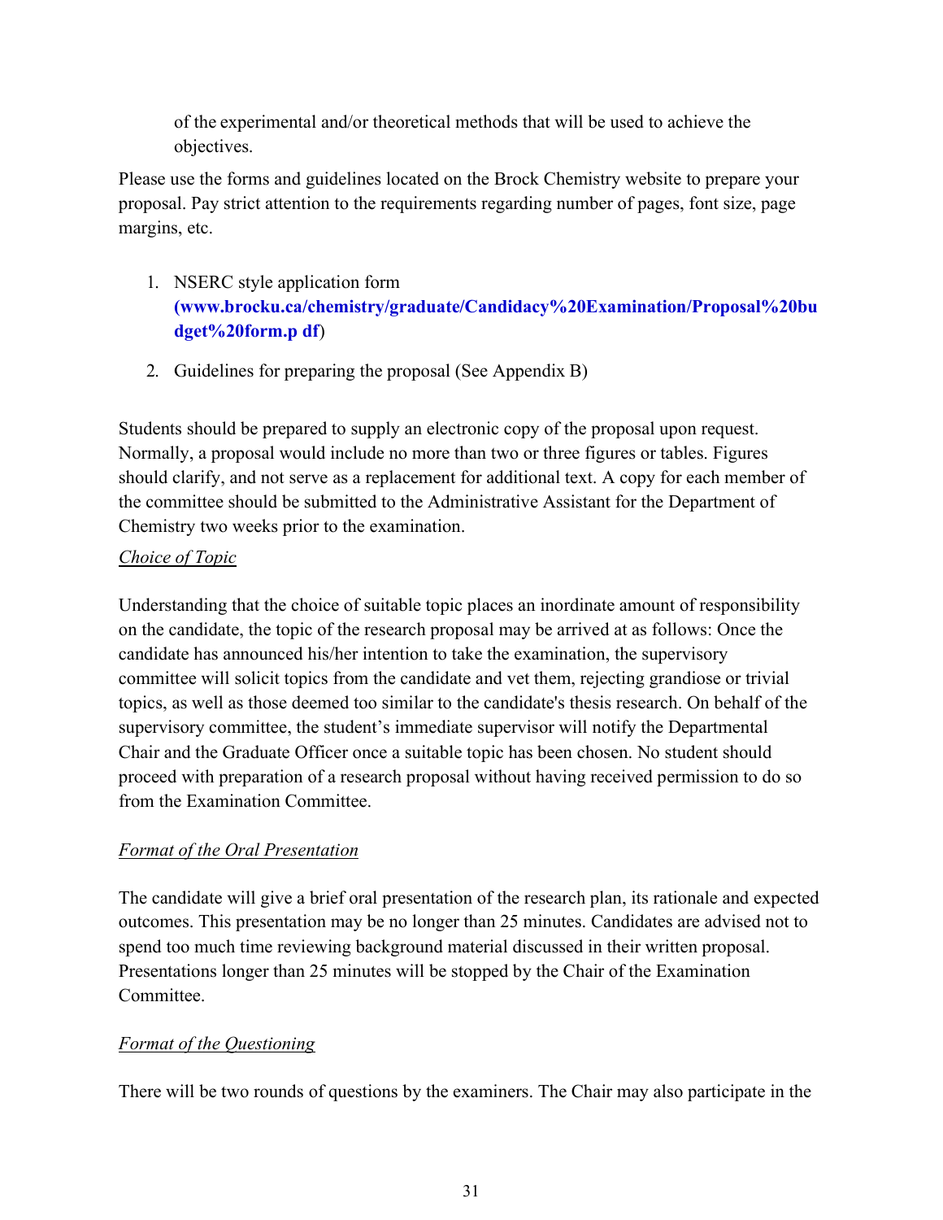of the experimental and/or theoretical methods that will be used to achieve the objectives.

Please use the forms and guidelines located on the Brock Chemistry website to prepare your proposal. Pay strict attention to the requirements regarding number of pages, font size, page margins, etc.

1. NSERC style application form **(www.brocku.ca/chemistry/graduate/Candidacy%20Examination/Proposal%20budget%20form.p df)**
2. Guidelines for preparing the proposal (See Appendix B)

Students should be prepared to supply an electronic copy of the proposal upon request. Normally, a proposal would include no more than two or three figures or tables. Figures should clarify, and not serve as a replacement for additional text. A copy for each member of the committee should be submitted to the Administrative Assistant for the Department of Chemistry two weeks prior to the examination.

*Choice of Topic*

Understanding that the choice of suitable topic places an inordinate amount of responsibility on the candidate, the topic of the research proposal may be arrived at as follows: Once the candidate has announced his/her intention to take the examination, the supervisory committee will solicit topics from the candidate and vet them, rejecting grandiose or trivial topics, as well as those deemed too similar to the candidate's thesis research. On behalf of the supervisory committee, the student's immediate supervisor will notify the Departmental Chair and the Graduate Officer once a suitable topic has been chosen. No student should proceed with preparation of a research proposal without having received permission to do so from the Examination Committee.

*Format of the Oral Presentation*

The candidate will give a brief oral presentation of the research plan, its rationale and expected outcomes. This presentation may be no longer than 25 minutes. Candidates are advised not to spend too much time reviewing background material discussed in their written proposal. Presentations longer than 25 minutes will be stopped by the Chair of the Examination Committee.

*Format of the Questioning*

There will be two rounds of questions by the examiners. The Chair may also participate in the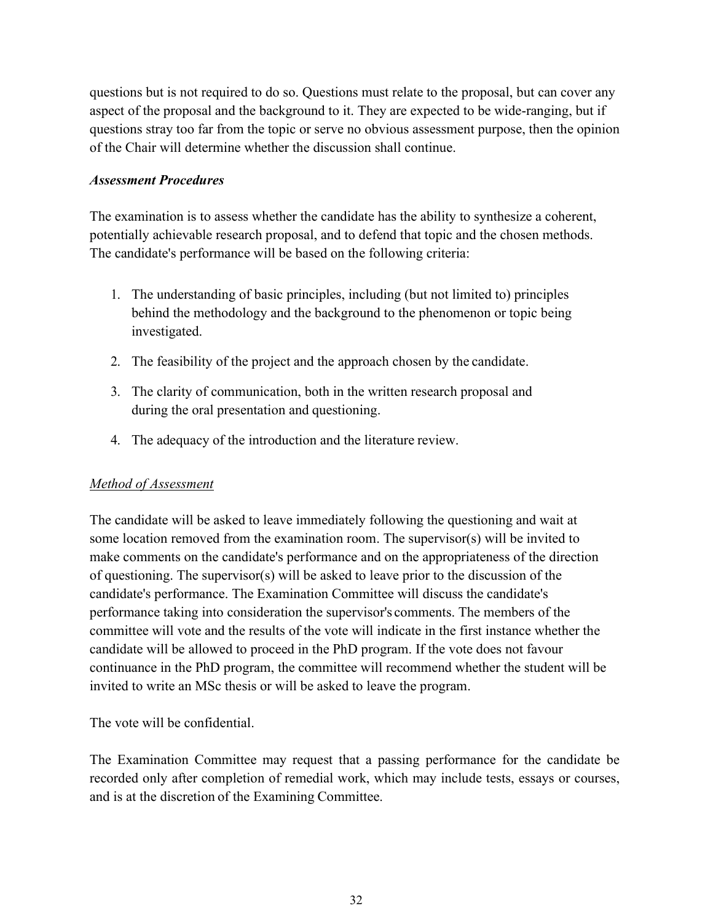questions but is not required to do so. Questions must relate to the proposal, but can cover any aspect of the proposal and the background to it. They are expected to be wide-ranging, but if questions stray too far from the topic or serve no obvious assessment purpose, then the opinion of the Chair will determine whether the discussion shall continue.

***Assessment Procedures***

The examination is to assess whether the candidate has the ability to synthesize a coherent, potentially achievable research proposal, and to defend that topic and the chosen methods. The candidate's performance will be based on the following criteria:

1. The understanding of basic principles, including (but not limited to) principles behind the methodology and the background to the phenomenon or topic being investigated.
2. The feasibility of the project and the approach chosen by the candidate.
3. The clarity of communication, both in the written research proposal and during the oral presentation and questioning.
4. The adequacy of the introduction and the literature review.

<u>*Method of Assessment*</u>

The candidate will be asked to leave immediately following the questioning and wait at some location removed from the examination room. The supervisor(s) will be invited to make comments on the candidate's performance and on the appropriateness of the direction of questioning. The supervisor(s) will be asked to leave prior to the discussion of the candidate's performance. The Examination Committee will discuss the candidate's performance taking into consideration the supervisor's comments. The members of the committee will vote and the results of the vote will indicate in the first instance whether the candidate will be allowed to proceed in the PhD program. If the vote does not favour continuance in the PhD program, the committee will recommend whether the student will be invited to write an MSc thesis or will be asked to leave the program.

The vote will be confidential.

The Examination Committee may request that a passing performance for the candidate be recorded only after completion of remedial work, which may include tests, essays or courses, and is at the discretion of the Examining Committee.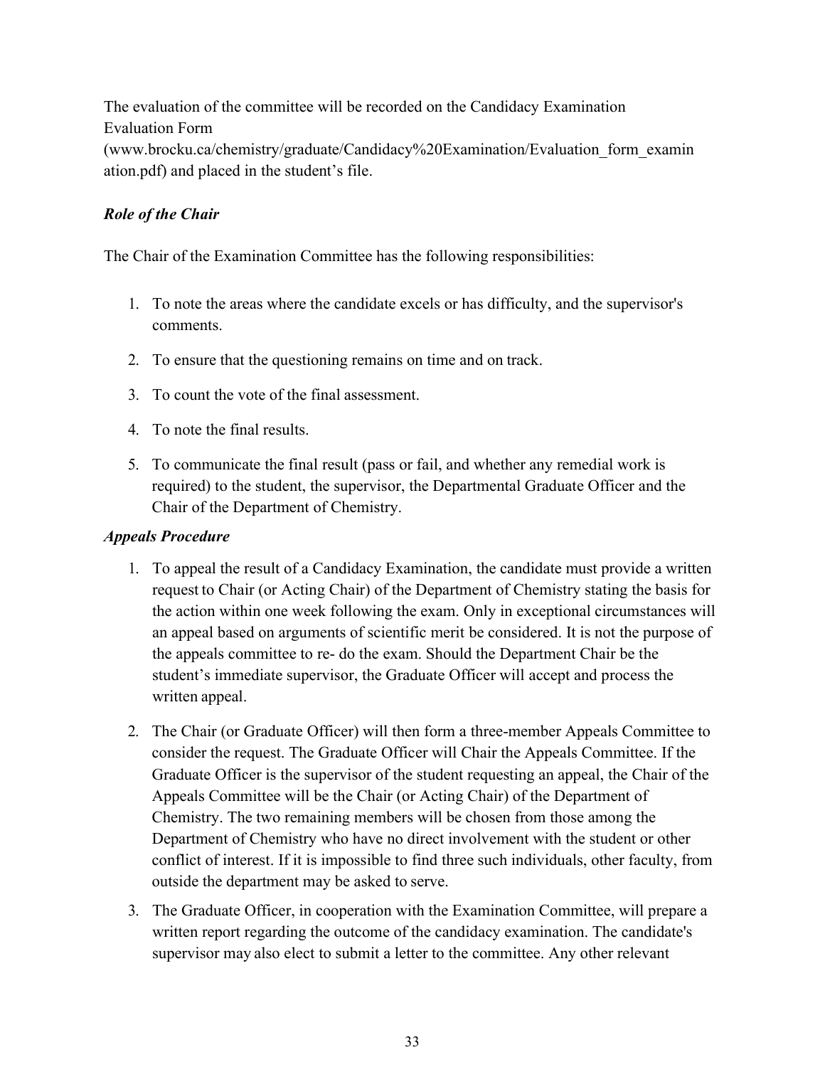The evaluation of the committee will be recorded on the Candidacy Examination Evaluation Form (www.brocku.ca/chemistry/graduate/Candidacy%20Examination/Evaluation_form_examination.pdf) and placed in the student's file.

### *Role of the Chair*

The Chair of the Examination Committee has the following responsibilities:

1. To note the areas where the candidate excels or has difficulty, and the supervisor's comments.
2. To ensure that the questioning remains on time and on track.
3. To count the vote of the final assessment.
4. To note the final results.
5. To communicate the final result (pass or fail, and whether any remedial work is required) to the student, the supervisor, the Departmental Graduate Officer and the Chair of the Department of Chemistry.

### *Appeals Procedure*

1. To appeal the result of a Candidacy Examination, the candidate must provide a written request to Chair (or Acting Chair) of the Department of Chemistry stating the basis for the action within one week following the exam. Only in exceptional circumstances will an appeal based on arguments of scientific merit be considered. It is not the purpose of the appeals committee to re- do the exam. Should the Department Chair be the student's immediate supervisor, the Graduate Officer will accept and process the written appeal.
2. The Chair (or Graduate Officer) will then form a three-member Appeals Committee to consider the request. The Graduate Officer will Chair the Appeals Committee. If the Graduate Officer is the supervisor of the student requesting an appeal, the Chair of the Appeals Committee will be the Chair (or Acting Chair) of the Department of Chemistry. The two remaining members will be chosen from those among the Department of Chemistry who have no direct involvement with the student or other conflict of interest. If it is impossible to find three such individuals, other faculty, from outside the department may be asked to serve.
3. The Graduate Officer, in cooperation with the Examination Committee, will prepare a written report regarding the outcome of the candidacy examination. The candidate's supervisor may also elect to submit a letter to the committee. Any other relevant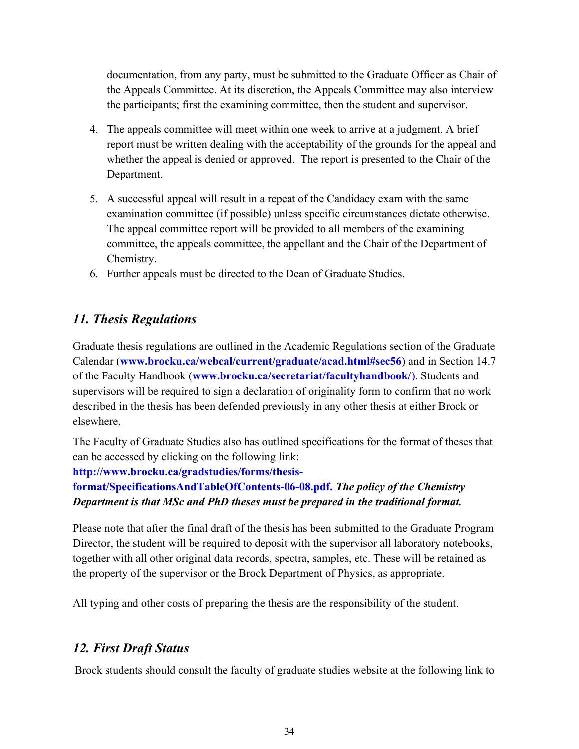documentation, from any party, must be submitted to the Graduate Officer as Chair of the Appeals Committee. At its discretion, the Appeals Committee may also interview the participants; first the examining committee, then the student and supervisor.

4. The appeals committee will meet within one week to arrive at a judgment. A brief report must be written dealing with the acceptability of the grounds for the appeal and whether the appeal is denied or approved. The report is presented to the Chair of the Department.

5. A successful appeal will result in a repeat of the Candidacy exam with the same examination committee (if possible) unless specific circumstances dictate otherwise. The appeal committee report will be provided to all members of the examining committee, the appeals committee, the appellant and the Chair of the Department of Chemistry.
6. Further appeals must be directed to the Dean of Graduate Studies.

## *11. Thesis Regulations*

Graduate thesis regulations are outlined in the Academic Regulations section of the Graduate Calendar (**www.brocku.ca/webcal/current/graduate/acad.html#sec56**) and in Section 14.7 of the Faculty Handbook (**www.brocku.ca/secretariat/facultyhandbook/**). Students and supervisors will be required to sign a declaration of originality form to confirm that no work described in the thesis has been defended previously in any other thesis at either Brock or elsewhere,

The Faculty of Graduate Studies also has outlined specifications for the format of theses that can be accessed by clicking on the following link: **http://www.brocku.ca/gradstudies/forms/thesis-format/SpecificationsAndTableOfContents-06-08.pdf.** ***The policy of the Chemistry Department is that MSc and PhD theses must be prepared in the traditional format.***

Please note that after the final draft of the thesis has been submitted to the Graduate Program Director, the student will be required to deposit with the supervisor all laboratory notebooks, together with all other original data records, spectra, samples, etc. These will be retained as the property of the supervisor or the Brock Department of Physics, as appropriate.

All typing and other costs of preparing the thesis are the responsibility of the student.

## *12. First Draft Status*

Brock students should consult the faculty of graduate studies website at the following link to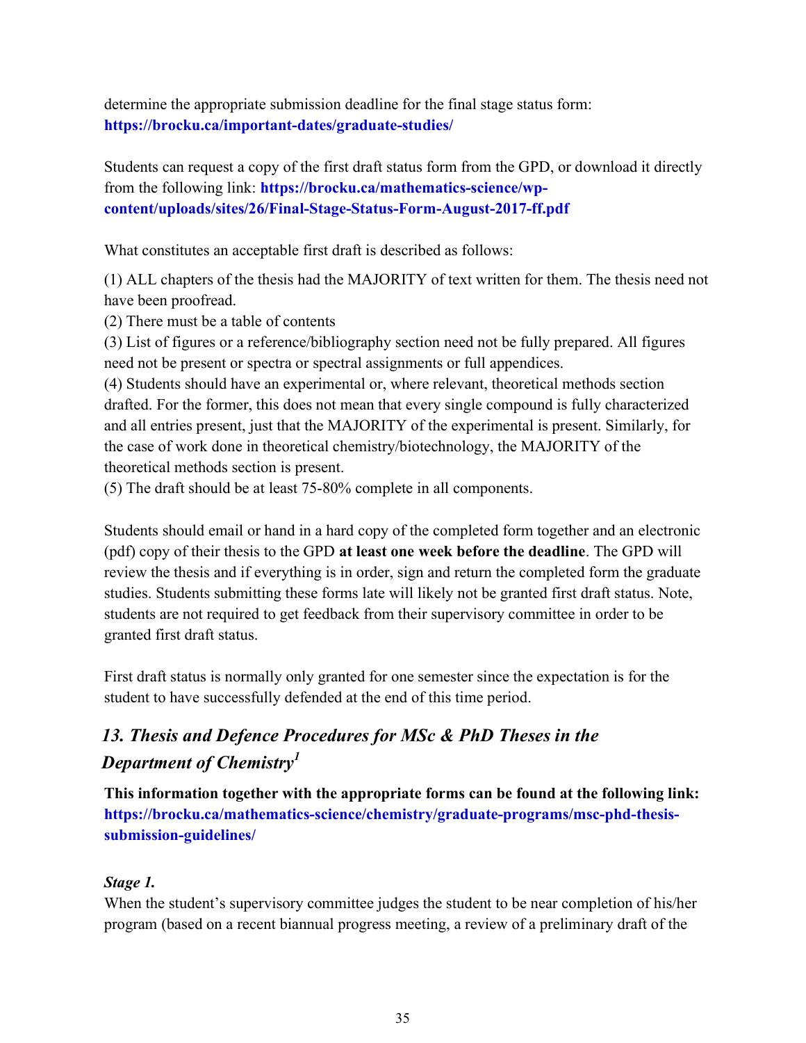determine the appropriate submission deadline for the final stage status form: **https://brocku.ca/important-dates/graduate-studies/**

Students can request a copy of the first draft status form from the GPD, or download it directly from the following link: **https://brocku.ca/mathematics-science/wp-content/uploads/sites/26/Final-Stage-Status-Form-August-2017-ff.pdf**

What constitutes an acceptable first draft is described as follows:

(1) ALL chapters of the thesis had the MAJORITY of text written for them. The thesis need not have been proofread.
(2) There must be a table of contents
(3) List of figures or a reference/bibliography section need not be fully prepared. All figures need not be present or spectra or spectral assignments or full appendices.
(4) Students should have an experimental or, where relevant, theoretical methods section drafted. For the former, this does not mean that every single compound is fully characterized and all entries present, just that the MAJORITY of the experimental is present. Similarly, for the case of work done in theoretical chemistry/biotechnology, the MAJORITY of the theoretical methods section is present.
(5) The draft should be at least 75-80% complete in all components.

Students should email or hand in a hard copy of the completed form together and an electronic (pdf) copy of their thesis to the GPD **at least one week before the deadline**. The GPD will review the thesis and if everything is in order, sign and return the completed form the graduate studies. Students submitting these forms late will likely not be granted first draft status. Note, students are not required to get feedback from their supervisory committee in order to be granted first draft status.

First draft status is normally only granted for one semester since the expectation is for the student to have successfully defended at the end of this time period.

## *13. Thesis and Defence Procedures for MSc & PhD Theses in the Department of Chemistry[1]*

**This information together with the appropriate forms can be found at the following link: https://brocku.ca/mathematics-science/chemistry/graduate-programs/msc-phd-thesis-submission-guidelines/**

***Stage 1.***

When the student's supervisory committee judges the student to be near completion of his/her program (based on a recent biannual progress meeting, a review of a preliminary draft of the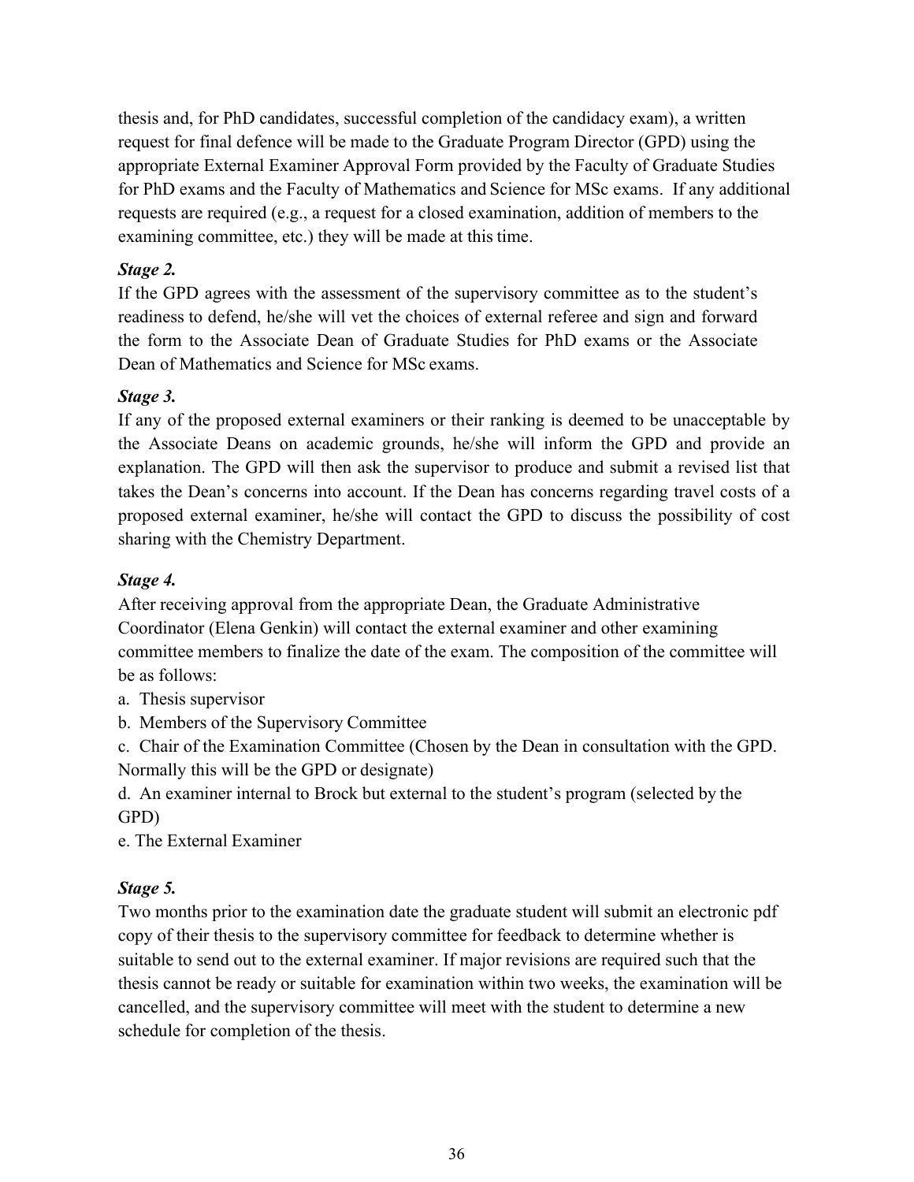thesis and, for PhD candidates, successful completion of the candidacy exam), a written request for final defence will be made to the Graduate Program Director (GPD) using the appropriate External Examiner Approval Form provided by the Faculty of Graduate Studies for PhD exams and the Faculty of Mathematics and Science for MSc exams. If any additional requests are required (e.g., a request for a closed examination, addition of members to the examining committee, etc.) they will be made at this time.

***Stage 2.***

If the GPD agrees with the assessment of the supervisory committee as to the student's readiness to defend, he/she will vet the choices of external referee and sign and forward the form to the Associate Dean of Graduate Studies for PhD exams or the Associate Dean of Mathematics and Science for MSc exams.

***Stage 3.***

If any of the proposed external examiners or their ranking is deemed to be unacceptable by the Associate Deans on academic grounds, he/she will inform the GPD and provide an explanation. The GPD will then ask the supervisor to produce and submit a revised list that takes the Dean's concerns into account. If the Dean has concerns regarding travel costs of a proposed external examiner, he/she will contact the GPD to discuss the possibility of cost sharing with the Chemistry Department.

***Stage 4.***

After receiving approval from the appropriate Dean, the Graduate Administrative Coordinator (Elena Genkin) will contact the external examiner and other examining committee members to finalize the date of the exam. The composition of the committee will be as follows:

a. Thesis supervisor
b. Members of the Supervisory Committee
c. Chair of the Examination Committee (Chosen by the Dean in consultation with the GPD. Normally this will be the GPD or designate)
d. An examiner internal to Brock but external to the student's program (selected by the GPD)
e. The External Examiner

***Stage 5.***

Two months prior to the examination date the graduate student will submit an electronic pdf copy of their thesis to the supervisory committee for feedback to determine whether is suitable to send out to the external examiner. If major revisions are required such that the thesis cannot be ready or suitable for examination within two weeks, the examination will be cancelled, and the supervisory committee will meet with the student to determine a new schedule for completion of the thesis.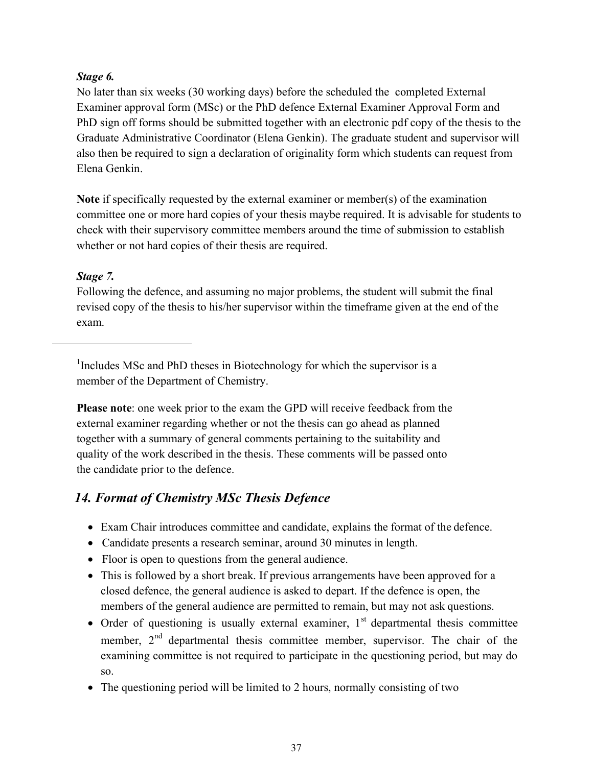***Stage 6.***

No later than six weeks (30 working days) before the scheduled the completed External Examiner approval form (MSc) or the PhD defence External Examiner Approval Form and PhD sign off forms should be submitted together with an electronic pdf copy of the thesis to the Graduate Administrative Coordinator (Elena Genkin). The graduate student and supervisor will also then be required to sign a declaration of originality form which students can request from Elena Genkin.

**Note** if specifically requested by the external examiner or member(s) of the examination committee one or more hard copies of your thesis maybe required. It is advisable for students to check with their supervisory committee members around the time of submission to establish whether or not hard copies of their thesis are required.

***Stage 7.***

Following the defence, and assuming no major problems, the student will submit the final revised copy of the thesis to his/her supervisor within the timeframe given at the end of the exam.

---

[1]Includes MSc and PhD theses in Biotechnology for which the supervisor is a member of the Department of Chemistry.

**Please note**: one week prior to the exam the GPD will receive feedback from the external examiner regarding whether or not the thesis can go ahead as planned together with a summary of general comments pertaining to the suitability and quality of the work described in the thesis. These comments will be passed onto the candidate prior to the defence.

## *14. Format of Chemistry MSc Thesis Defence*

- Exam Chair introduces committee and candidate, explains the format of the defence.
- Candidate presents a research seminar, around 30 minutes in length.
- Floor is open to questions from the general audience.
- This is followed by a short break. If previous arrangements have been approved for a closed defence, the general audience is asked to depart. If the defence is open, the members of the general audience are permitted to remain, but may not ask questions.
- Order of questioning is usually external examiner, 1st departmental thesis committee member, 2nd departmental thesis committee member, supervisor. The chair of the examining committee is not required to participate in the questioning period, but may do so.
- The questioning period will be limited to 2 hours, normally consisting of two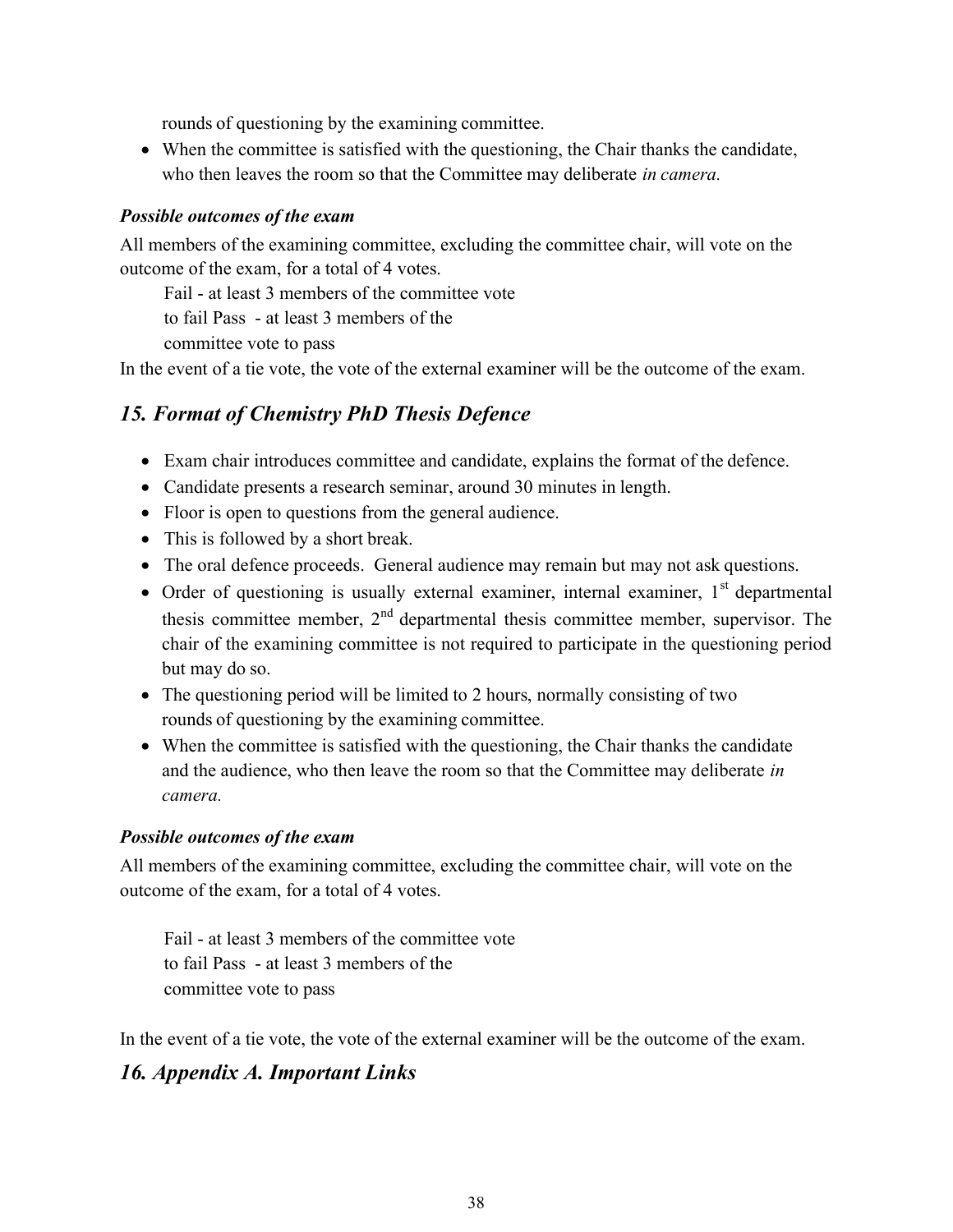rounds of questioning by the examining committee.

- When the committee is satisfied with the questioning, the Chair thanks the candidate, who then leaves the room so that the Committee may deliberate *in camera.*

***Possible outcomes of the exam***

All members of the examining committee, excluding the committee chair, will vote on the outcome of the exam, for a total of 4 votes.

Fail - at least 3 members of the committee vote
to fail Pass - at least 3 members of the
committee vote to pass

In the event of a tie vote, the vote of the external examiner will be the outcome of the exam.

## *15. Format of Chemistry PhD Thesis Defence*

- Exam chair introduces committee and candidate, explains the format of the defence.
- Candidate presents a research seminar, around 30 minutes in length.
- Floor is open to questions from the general audience.
- This is followed by a short break.
- The oral defence proceeds. General audience may remain but may not ask questions.
- Order of questioning is usually external examiner, internal examiner, 1st departmental thesis committee member, 2nd departmental thesis committee member, supervisor. The chair of the examining committee is not required to participate in the questioning period but may do so.
- The questioning period will be limited to 2 hours, normally consisting of two rounds of questioning by the examining committee.
- When the committee is satisfied with the questioning, the Chair thanks the candidate and the audience, who then leave the room so that the Committee may deliberate *in camera.*

***Possible outcomes of the exam***

All members of the examining committee, excluding the committee chair, will vote on the outcome of the exam, for a total of 4 votes.

Fail - at least 3 members of the committee vote
to fail Pass - at least 3 members of the
committee vote to pass

In the event of a tie vote, the vote of the external examiner will be the outcome of the exam.

## *16. Appendix A. Important Links*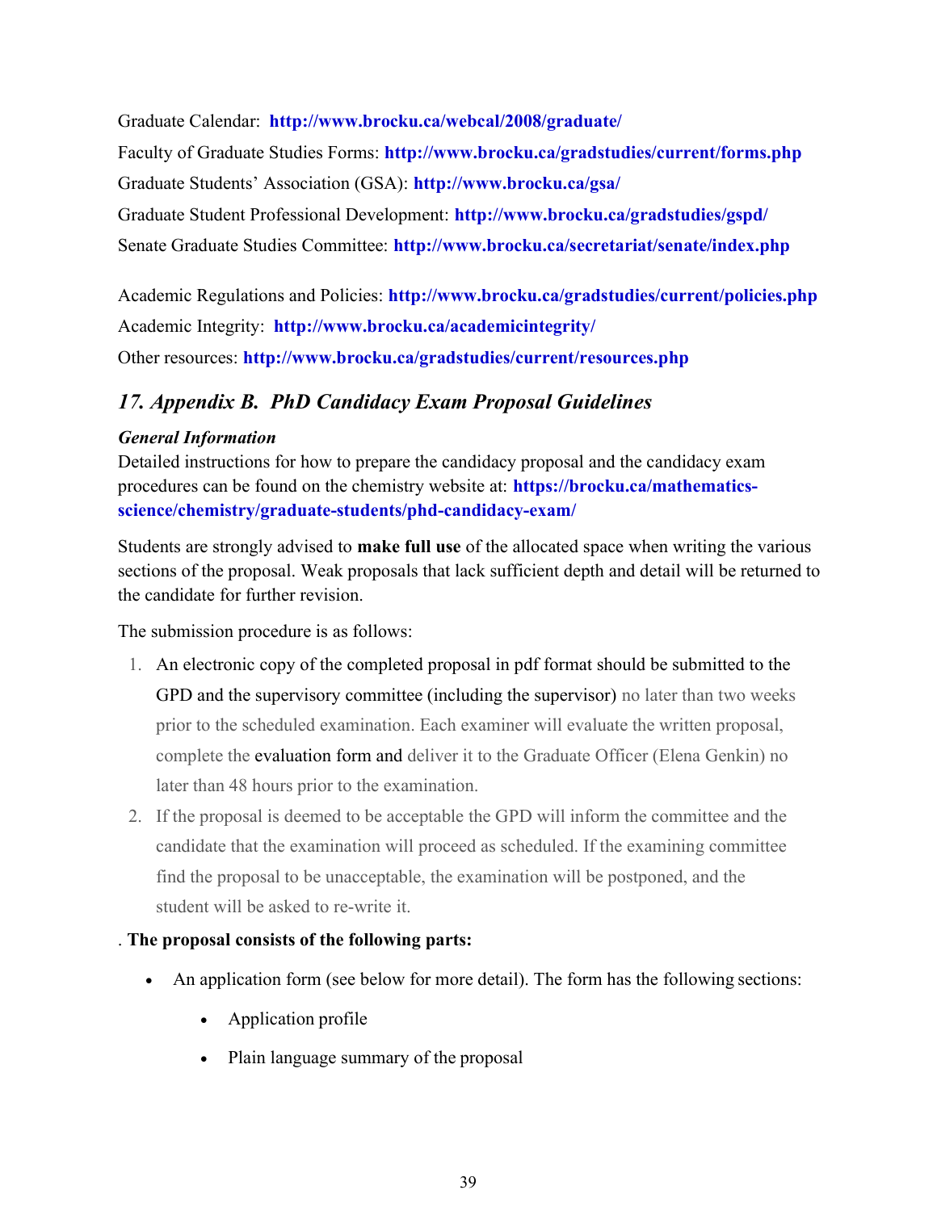Graduate Calendar: **http://www.brocku.ca/webcal/2008/graduate/**

Faculty of Graduate Studies Forms: **http://www.brocku.ca/gradstudies/current/forms.php**

Graduate Students' Association (GSA): **http://www.brocku.ca/gsa/**

Graduate Student Professional Development: **http://www.brocku.ca/gradstudies/gspd/**

Senate Graduate Studies Committee: **http://www.brocku.ca/secretariat/senate/index.php**

Academic Regulations and Policies: **http://www.brocku.ca/gradstudies/current/policies.php**

Academic Integrity: **http://www.brocku.ca/academicintegrity/**

Other resources: **http://www.brocku.ca/gradstudies/current/resources.php**

## *17. Appendix B. PhD Candidacy Exam Proposal Guidelines*

***General Information***

Detailed instructions for how to prepare the candidacy proposal and the candidacy exam procedures can be found on the chemistry website at: **https://brocku.ca/mathematics-science/chemistry/graduate-students/phd-candidacy-exam/**

Students are strongly advised to **make full use** of the allocated space when writing the various sections of the proposal. Weak proposals that lack sufficient depth and detail will be returned to the candidate for further revision.

The submission procedure is as follows:

1. An electronic copy of the completed proposal in pdf format should be submitted to the GPD and the supervisory committee (including the supervisor) no later than two weeks prior to the scheduled examination. Each examiner will evaluate the written proposal, complete the evaluation form and deliver it to the Graduate Officer (Elena Genkin) no later than 48 hours prior to the examination.
2. If the proposal is deemed to be acceptable the GPD will inform the committee and the candidate that the examination will proceed as scheduled. If the examining committee find the proposal to be unacceptable, the examination will be postponed, and the student will be asked to re-write it.

. **The proposal consists of the following parts:**

- An application form (see below for more detail). The form has the following sections:
    - Application profile
    - Plain language summary of the proposal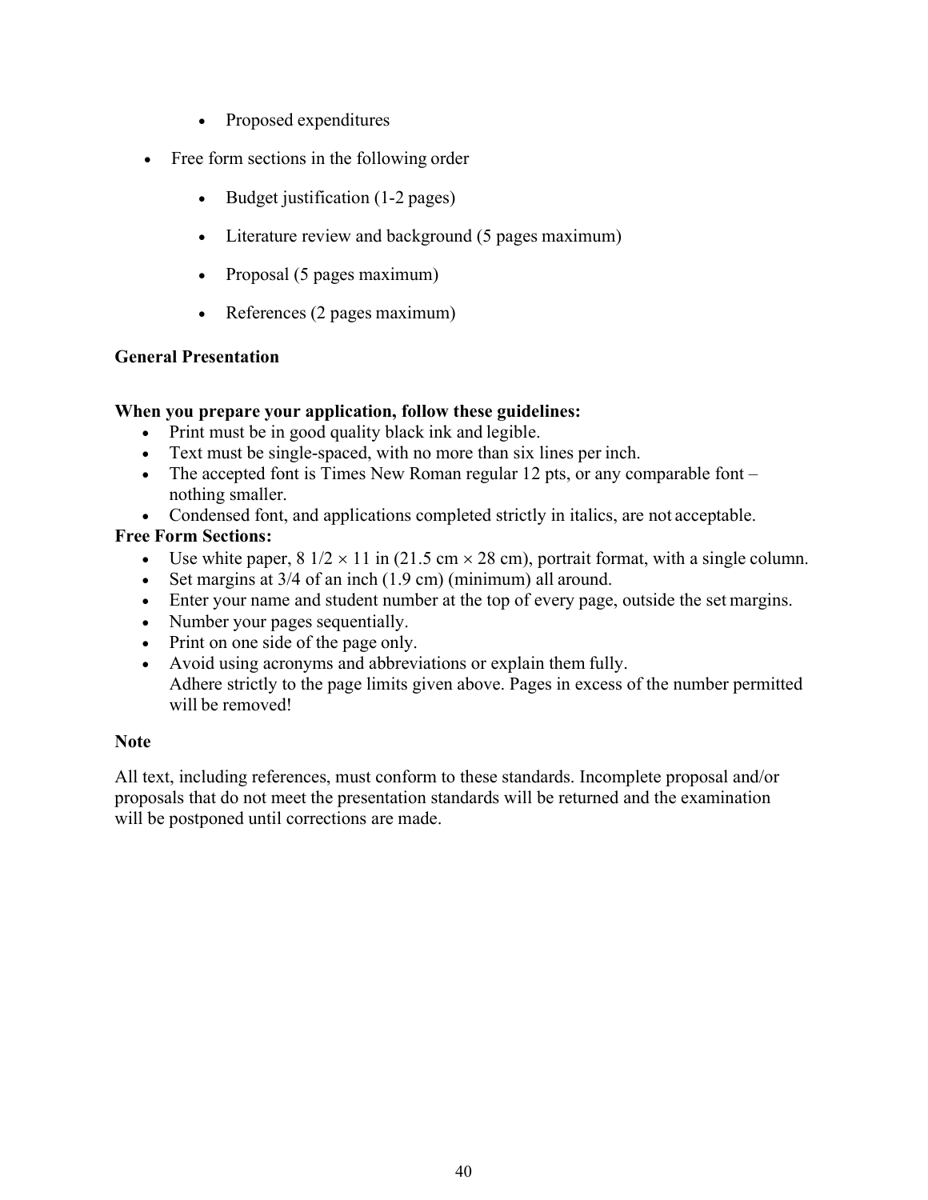- Proposed expenditures

- Free form sections in the following order

  - Budget justification (1-2 pages)
  - Literature review and background (5 pages maximum)
  - Proposal (5 pages maximum)
  - References (2 pages maximum)

**General Presentation**

**When you prepare your application, follow these guidelines:**

- Print must be in good quality black ink and legible.
- Text must be single-spaced, with no more than six lines per inch.
- The accepted font is Times New Roman regular 12 pts, or any comparable font – nothing smaller.
- Condensed font, and applications completed strictly in italics, are not acceptable.

**Free Form Sections:**

- Use white paper, 8 1/2 × 11 in (21.5 cm × 28 cm), portrait format, with a single column.
- Set margins at 3/4 of an inch (1.9 cm) (minimum) all around.
- Enter your name and student number at the top of every page, outside the set margins.
- Number your pages sequentially.
- Print on one side of the page only.
- Avoid using acronyms and abbreviations or explain them fully.
  Adhere strictly to the page limits given above. Pages in excess of the number permitted will be removed!

**Note**

All text, including references, must conform to these standards. Incomplete proposal and/or proposals that do not meet the presentation standards will be returned and the examination will be postponed until corrections are made.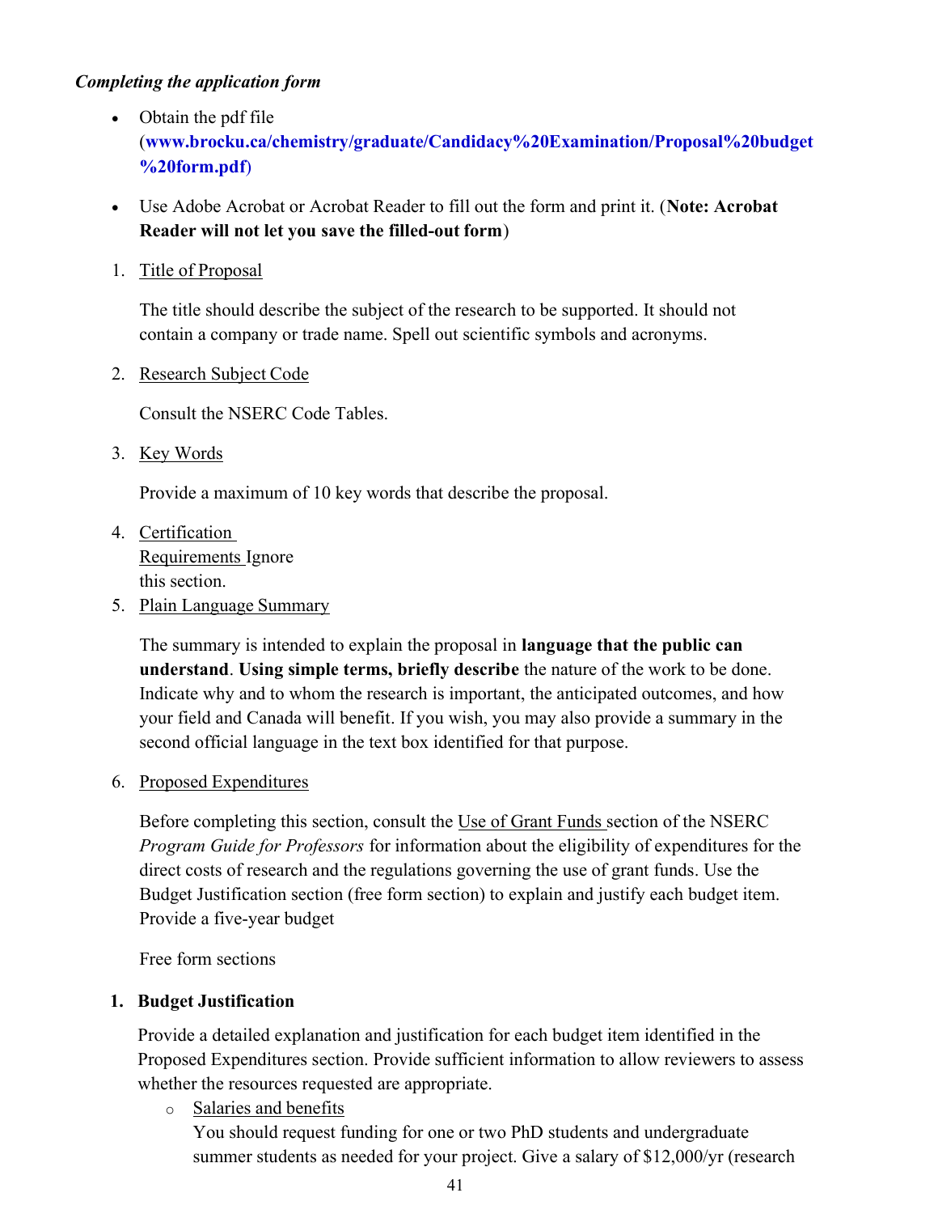***Completing the application form***

- Obtain the pdf file (**www.brocku.ca/chemistry/graduate/Candidacy%20Examination/Proposal%20budget%20form.pdf**)
- Use Adobe Acrobat or Acrobat Reader to fill out the form and print it. (**Note: Acrobat Reader will not let you save the filled-out form**)

1. Title of Proposal

   The title should describe the subject of the research to be supported. It should not contain a company or trade name. Spell out scientific symbols and acronyms.

2. Research Subject Code

   Consult the NSERC Code Tables.

3. Key Words

   Provide a maximum of 10 key words that describe the proposal.

4. Certification Requirements Ignore this section.

5. Plain Language Summary

   The summary is intended to explain the proposal in **language that the public can understand**. **Using simple terms, briefly describe** the nature of the work to be done. Indicate why and to whom the research is important, the anticipated outcomes, and how your field and Canada will benefit. If you wish, you may also provide a summary in the second official language in the text box identified for that purpose.

6. Proposed Expenditures

   Before completing this section, consult the Use of Grant Funds section of the NSERC *Program Guide for Professors* for information about the eligibility of expenditures for the direct costs of research and the regulations governing the use of grant funds. Use the Budget Justification section (free form section) to explain and justify each budget item. Provide a five-year budget

   Free form sections

**1. Budget Justification**

Provide a detailed explanation and justification for each budget item identified in the Proposed Expenditures section. Provide sufficient information to allow reviewers to assess whether the resources requested are appropriate.

- Salaries and benefits
  You should request funding for one or two PhD students and undergraduate summer students as needed for your project. Give a salary of $12,000/yr (research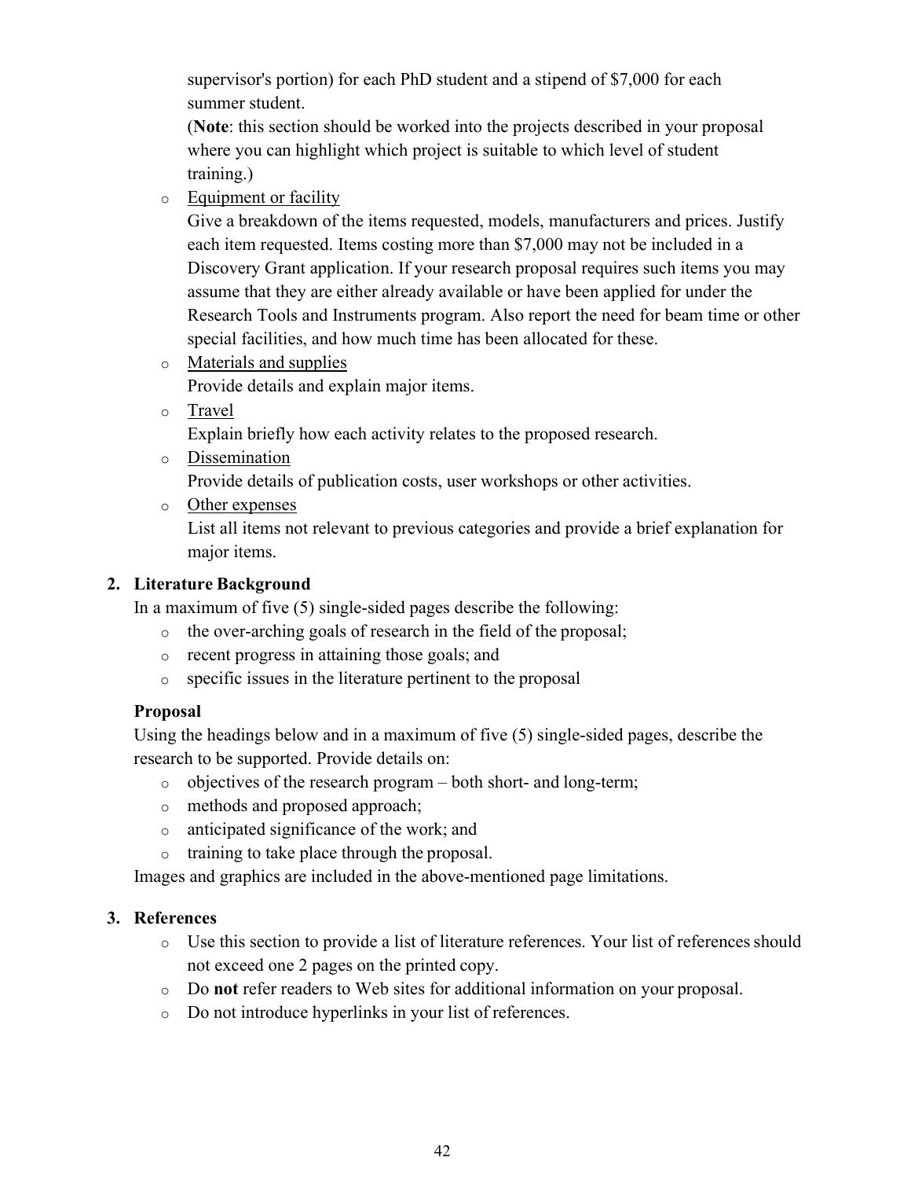supervisor's portion) for each PhD student and a stipend of $7,000 for each summer student.

(**Note**: this section should be worked into the projects described in your proposal where you can highlight which project is suitable to which level of student training.)

- Equipment or facility

  Give a breakdown of the items requested, models, manufacturers and prices. Justify each item requested. Items costing more than $7,000 may not be included in a Discovery Grant application. If your research proposal requires such items you may assume that they are either already available or have been applied for under the Research Tools and Instruments program. Also report the need for beam time or other special facilities, and how much time has been allocated for these.

- Materials and supplies

  Provide details and explain major items.

- Travel

  Explain briefly how each activity relates to the proposed research.

- Dissemination

  Provide details of publication costs, user workshops or other activities.

- Other expenses

  List all items not relevant to previous categories and provide a brief explanation for major items.

**2. Literature Background**

In a maximum of five (5) single-sided pages describe the following:

- the over-arching goals of research in the field of the proposal;
- recent progress in attaining those goals; and
- specific issues in the literature pertinent to the proposal

**Proposal**

Using the headings below and in a maximum of five (5) single-sided pages, describe the research to be supported. Provide details on:

- objectives of the research program – both short- and long-term;
- methods and proposed approach;
- anticipated significance of the work; and
- training to take place through the proposal.

Images and graphics are included in the above-mentioned page limitations.

**3. References**

- Use this section to provide a list of literature references. Your list of references should not exceed one 2 pages on the printed copy.
- Do **not** refer readers to Web sites for additional information on your proposal.
- Do not introduce hyperlinks in your list of references.